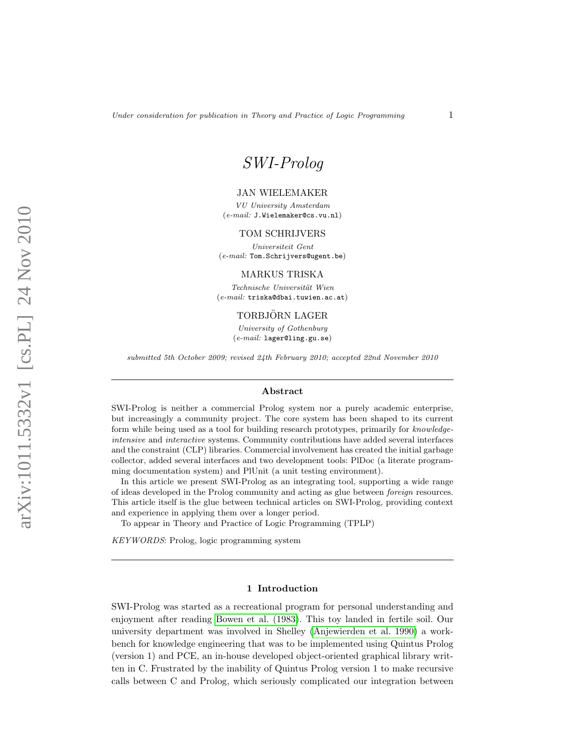# SWI-Prolog

JAN WIELEMAKER

*VU University Amsterdam*
(*e-mail:* J.Wielemaker@cs.vu.nl)

TOM SCHRIJVERS

*Universiteit Gent*
(*e-mail:* Tom.Schrijvers@ugent.be)

MARKUS TRISKA

*Technische Universität Wien*
(*e-mail:* triska@dbai.tuwien.ac.at)

TORBJÖRN LAGER

*University of Gothenburg*
(*e-mail:* lager@ling.gu.se)

*submitted 5th October 2009; revised 24th February 2010; accepted 22nd November 2010*

## Abstract

SWI-Prolog is neither a commercial Prolog system nor a purely academic enterprise, but increasingly a community project. The core system has been shaped to its current form while being used as a tool for building research prototypes, primarily for *knowledge-intensive* and *interactive* systems. Community contributions have added several interfaces and the constraint (CLP) libraries. Commercial involvement has created the initial garbage collector, added several interfaces and two development tools: PlDoc (a literate programming documentation system) and PlUnit (a unit testing environment).

In this article we present SWI-Prolog as an integrating tool, supporting a wide range of ideas developed in the Prolog community and acting as glue between *foreign* resources. This article itself is the glue between technical articles on SWI-Prolog, providing context and experience in applying them over a longer period.

To appear in Theory and Practice of Logic Programming (TPLP)

*KEYWORDS*: Prolog, logic programming system

## 1 Introduction

SWI-Prolog was started as a recreational program for personal understanding and enjoyment after reading Bowen et al. (1983). This toy landed in fertile soil. Our university department was involved in Shelley (Anjewierden et al. 1990) a workbench for knowledge engineering that was to be implemented using Quintus Prolog (version 1) and PCE, an in-house developed object-oriented graphical library written in C. Frustrated by the inability of Quintus Prolog version 1 to make recursive calls between C and Prolog, which seriously complicated our integration between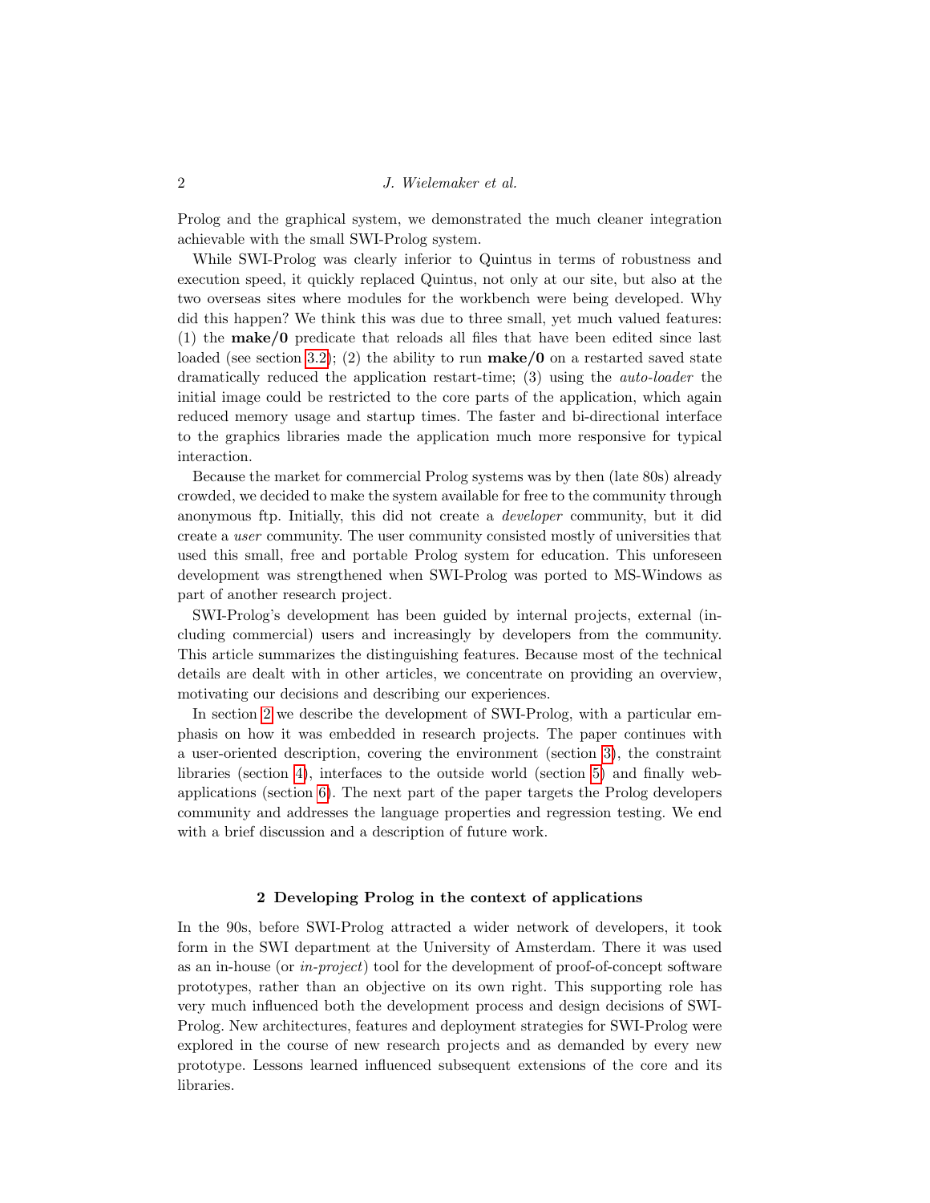Prolog and the graphical system, we demonstrated the much cleaner integration achievable with the small SWI-Prolog system.

While SWI-Prolog was clearly inferior to Quintus in terms of robustness and execution speed, it quickly replaced Quintus, not only at our site, but also at the two overseas sites where modules for the workbench were being developed. Why did this happen? We think this was due to three small, yet much valued features: (1) the **make/0** predicate that reloads all files that have been edited since last loaded (see section 3.2); (2) the ability to run **make/0** on a restarted saved state dramatically reduced the application restart-time; (3) using the *auto-loader* the initial image could be restricted to the core parts of the application, which again reduced memory usage and startup times. The faster and bi-directional interface to the graphics libraries made the application much more responsive for typical interaction.

Because the market for commercial Prolog systems was by then (late 80s) already crowded, we decided to make the system available for free to the community through anonymous ftp. Initially, this did not create a *developer* community, but it did create a *user* community. The user community consisted mostly of universities that used this small, free and portable Prolog system for education. This unforeseen development was strengthened when SWI-Prolog was ported to MS-Windows as part of another research project.

SWI-Prolog's development has been guided by internal projects, external (including commercial) users and increasingly by developers from the community. This article summarizes the distinguishing features. Because most of the technical details are dealt with in other articles, we concentrate on providing an overview, motivating our decisions and describing our experiences.

In section 2 we describe the development of SWI-Prolog, with a particular emphasis on how it was embedded in research projects. The paper continues with a user-oriented description, covering the environment (section 3), the constraint libraries (section 4), interfaces to the outside world (section 5) and finally web-applications (section 6). The next part of the paper targets the Prolog developers community and addresses the language properties and regression testing. We end with a brief discussion and a description of future work.

## 2 Developing Prolog in the context of applications

In the 90s, before SWI-Prolog attracted a wider network of developers, it took form in the SWI department at the University of Amsterdam. There it was used as an in-house (or *in-project*) tool for the development of proof-of-concept software prototypes, rather than an objective on its own right. This supporting role has very much influenced both the development process and design decisions of SWI-Prolog. New architectures, features and deployment strategies for SWI-Prolog were explored in the course of new research projects and as demanded by every new prototype. Lessons learned influenced subsequent extensions of the core and its libraries.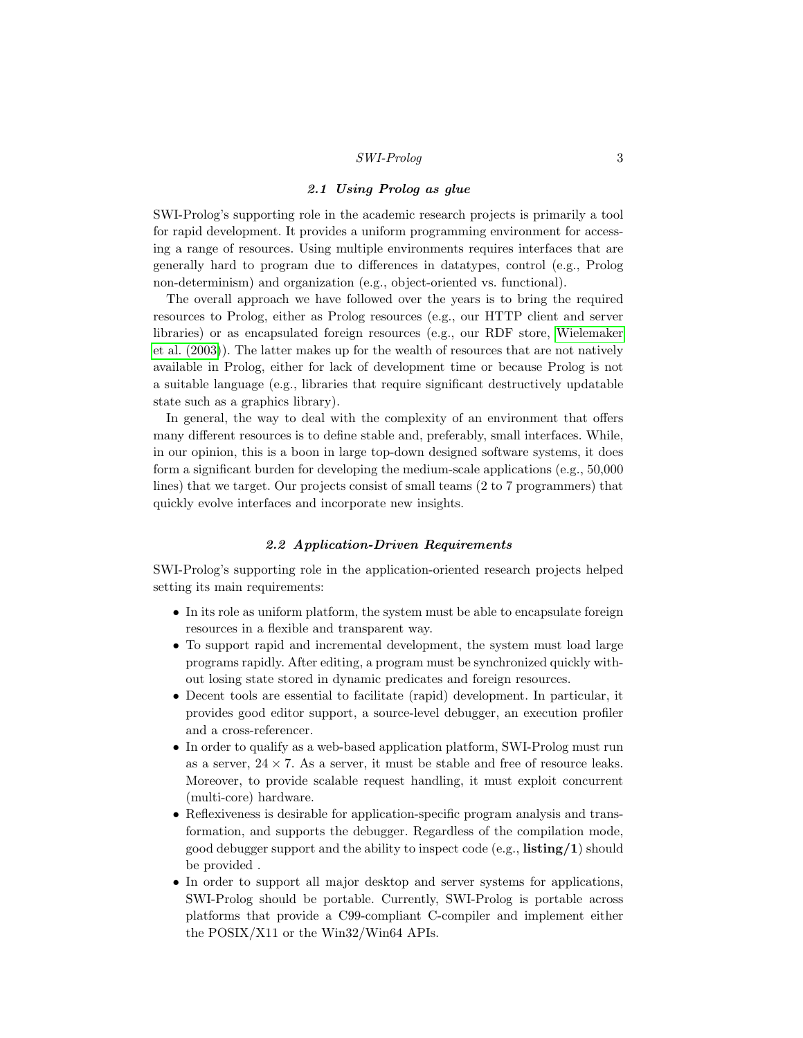### 2.1 Using Prolog as glue

SWI-Prolog's supporting role in the academic research projects is primarily a tool for rapid development. It provides a uniform programming environment for accessing a range of resources. Using multiple environments requires interfaces that are generally hard to program due to differences in datatypes, control (e.g., Prolog non-determinism) and organization (e.g., object-oriented vs. functional).

The overall approach we have followed over the years is to bring the required resources to Prolog, either as Prolog resources (e.g., our HTTP client and server libraries) or as encapsulated foreign resources (e.g., our RDF store, Wielemaker et al. (2003)). The latter makes up for the wealth of resources that are not natively available in Prolog, either for lack of development time or because Prolog is not a suitable language (e.g., libraries that require significant destructively updatable state such as a graphics library).

In general, the way to deal with the complexity of an environment that offers many different resources is to define stable and, preferably, small interfaces. While, in our opinion, this is a boon in large top-down designed software systems, it does form a significant burden for developing the medium-scale applications (e.g., 50,000 lines) that we target. Our projects consist of small teams (2 to 7 programmers) that quickly evolve interfaces and incorporate new insights.

### 2.2 Application-Driven Requirements

SWI-Prolog's supporting role in the application-oriented research projects helped setting its main requirements:

- In its role as uniform platform, the system must be able to encapsulate foreign resources in a flexible and transparent way.
- To support rapid and incremental development, the system must load large programs rapidly. After editing, a program must be synchronized quickly without losing state stored in dynamic predicates and foreign resources.
- Decent tools are essential to facilitate (rapid) development. In particular, it provides good editor support, a source-level debugger, an execution profiler and a cross-referencer.
- In order to qualify as a web-based application platform, SWI-Prolog must run as a server, $24 \times 7$. As a server, it must be stable and free of resource leaks. Moreover, to provide scalable request handling, it must exploit concurrent (multi-core) hardware.
- Reflexiveness is desirable for application-specific program analysis and transformation, and supports the debugger. Regardless of the compilation mode, good debugger support and the ability to inspect code (e.g., **listing/1**) should be provided .
- In order to support all major desktop and server systems for applications, SWI-Prolog should be portable. Currently, SWI-Prolog is portable across platforms that provide a C99-compliant C-compiler and implement either the POSIX/X11 or the Win32/Win64 APIs.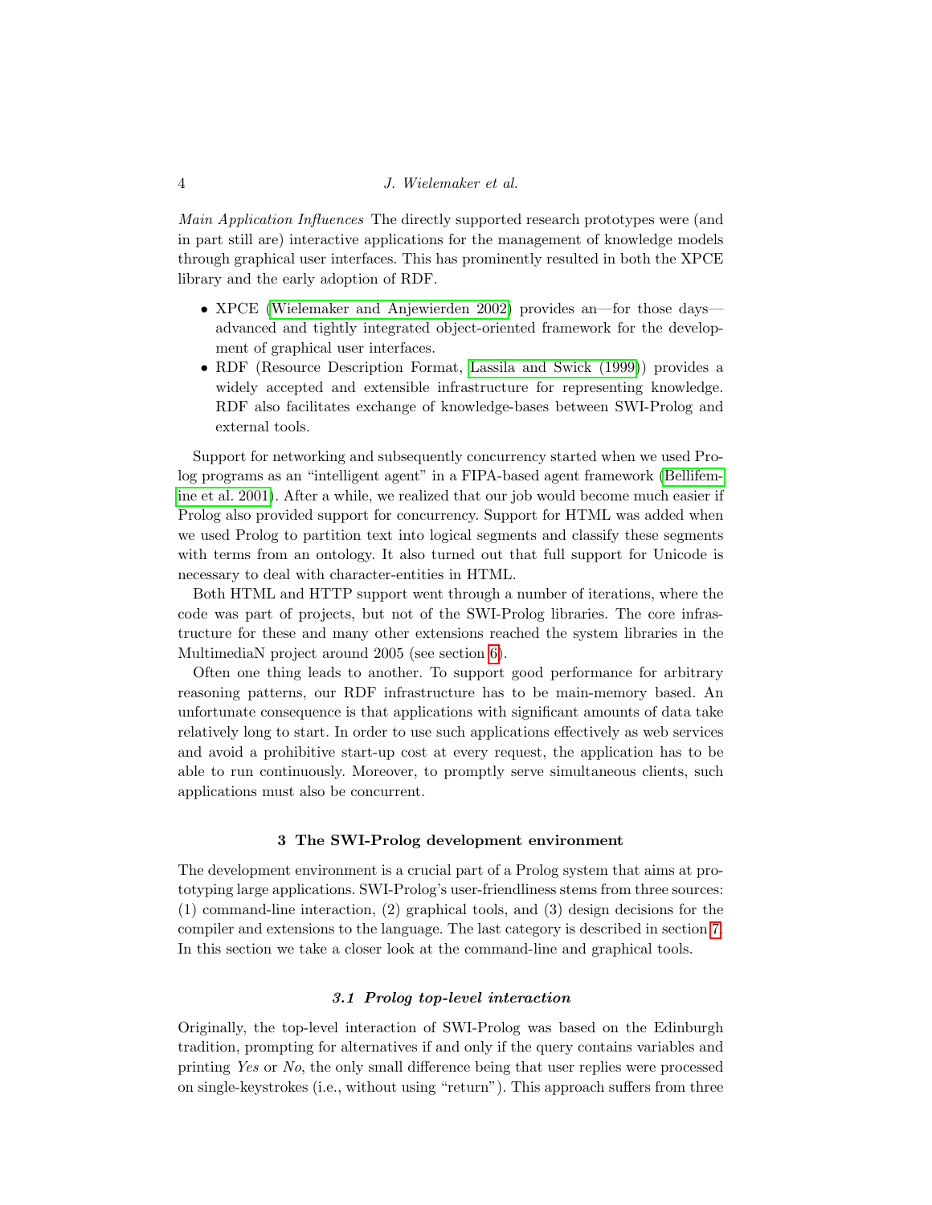*Main Application Influences* The directly supported research prototypes were (and in part still are) interactive applications for the management of knowledge models through graphical user interfaces. This has prominently resulted in both the XPCE library and the early adoption of RDF.

- XPCE (Wielemaker and Anjewierden 2002) provides an—for those days—advanced and tightly integrated object-oriented framework for the development of graphical user interfaces.
- RDF (Resource Description Format, Lassila and Swick (1999)) provides a widely accepted and extensible infrastructure for representing knowledge. RDF also facilitates exchange of knowledge-bases between SWI-Prolog and external tools.

Support for networking and subsequently concurrency started when we used Prolog programs as an "intelligent agent" in a FIPA-based agent framework (Bellifemine et al. 2001). After a while, we realized that our job would become much easier if Prolog also provided support for concurrency. Support for HTML was added when we used Prolog to partition text into logical segments and classify these segments with terms from an ontology. It also turned out that full support for Unicode is necessary to deal with character-entities in HTML.

Both HTML and HTTP support went through a number of iterations, where the code was part of projects, but not of the SWI-Prolog libraries. The core infrastructure for these and many other extensions reached the system libraries in the MultimediaN project around 2005 (see section 6).

Often one thing leads to another. To support good performance for arbitrary reasoning patterns, our RDF infrastructure has to be main-memory based. An unfortunate consequence is that applications with significant amounts of data take relatively long to start. In order to use such applications effectively as web services and avoid a prohibitive start-up cost at every request, the application has to be able to run continuously. Moreover, to promptly serve simultaneous clients, such applications must also be concurrent.

## 3 The SWI-Prolog development environment

The development environment is a crucial part of a Prolog system that aims at prototyping large applications. SWI-Prolog's user-friendliness stems from three sources: (1) command-line interaction, (2) graphical tools, and (3) design decisions for the compiler and extensions to the language. The last category is described in section 7. In this section we take a closer look at the command-line and graphical tools.

### *3.1 Prolog top-level interaction*

Originally, the top-level interaction of SWI-Prolog was based on the Edinburgh tradition, prompting for alternatives if and only if the query contains variables and printing *Yes* or *No*, the only small difference being that user replies were processed on single-keystrokes (i.e., without using "return"). This approach suffers from three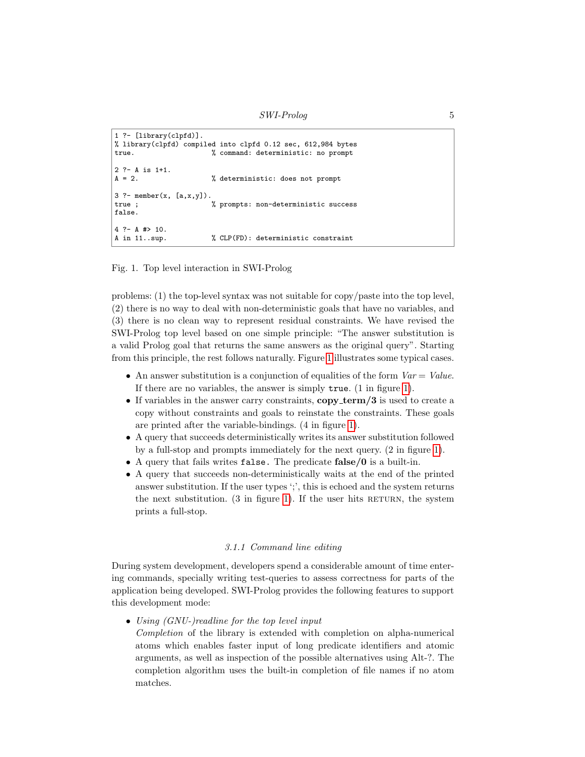```
1 ?- [library(clpfd)].
% library(clpfd) compiled into clpfd 0.12 sec, 612,984 bytes
true.                   % command: deterministic: no prompt

2 ?- A is 1+1.
A = 2.                  % deterministic: does not prompt

3 ?- member(x, [a,x,y]).
true ;                  % prompts: non-deterministic success
false.

4 ?- A #> 10.
A in 11..sup.           % CLP(FD): deterministic constraint
```

Fig. 1. Top level interaction in SWI-Prolog

problems: (1) the top-level syntax was not suitable for copy/paste into the top level, (2) there is no way to deal with non-deterministic goals that have no variables, and (3) there is no clean way to represent residual constraints. We have revised the SWI-Prolog top level based on one simple principle: "The answer substitution is a valid Prolog goal that returns the same answers as the original query". Starting from this principle, the rest follows naturally. Figure 1 illustrates some typical cases.

- An answer substitution is a conjunction of equalities of the form *Var* = *Value*. If there are no variables, the answer is simply `true`. (1 in figure 1).
- If variables in the answer carry constraints, **copy_term/3** is used to create a copy without constraints and goals to reinstate the constraints. These goals are printed after the variable-bindings. (4 in figure 1).
- A query that succeeds deterministically writes its answer substitution followed by a full-stop and prompts immediately for the next query. (2 in figure 1).
- A query that fails writes `false.` The predicate **false/0** is a built-in.
- A query that succeeds non-deterministically waits at the end of the printed answer substitution. If the user types ';', this is echoed and the system returns the next substitution. (3 in figure 1). If the user hits RETURN, the system prints a full-stop.

### *3.1.1 Command line editing*

During system development, developers spend a considerable amount of time entering commands, specially writing test-queries to assess correctness for parts of the application being developed. SWI-Prolog provides the following features to support this development mode:

- *Using (GNU-)readline for the top level input*
  *Completion* of the library is extended with completion on alpha-numerical atoms which enables faster input of long predicate identifiers and atomic arguments, as well as inspection of the possible alternatives using Alt-?. The completion algorithm uses the built-in completion of file names if no atom matches.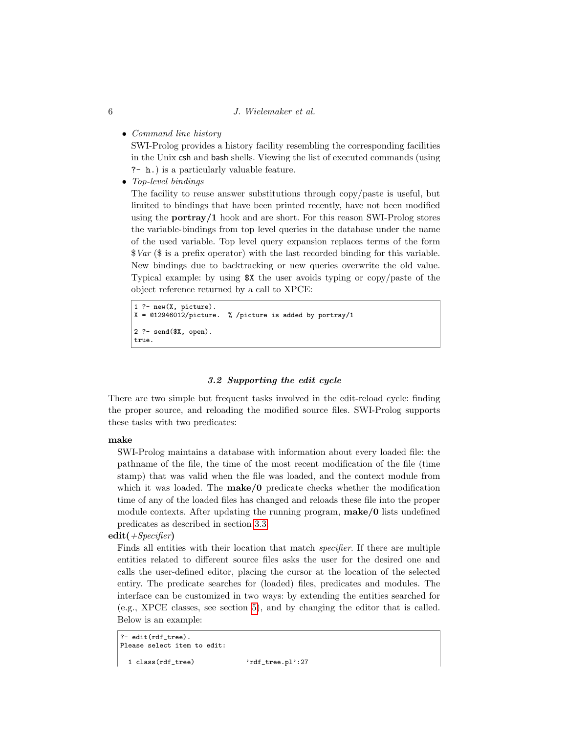- *Command line history*
  SWI-Prolog provides a history facility resembling the corresponding facilities in the Unix csh and bash shells. Viewing the list of executed commands (using `?- h.`) is a particularly valuable feature.
- *Top-level bindings*
  The facility to reuse answer substitutions through copy/paste is useful, but limited to bindings that have been printed recently, have not been modified using the **portray/1** hook and are short. For this reason SWI-Prolog stores the variable-bindings from top level queries in the database under the name of the used variable. Top level query expansion replaces terms of the form $*Var* ($ is a prefix operator) with the last recorded binding for this variable. New bindings due to backtracking or new queries overwrite the old value. Typical example: by using `$X` the user avoids typing or copy/paste of the object reference returned by a call to XPCE:

```
1 ?- new(X, picture).
X = @12946012/picture.  % /picture is added by portray/1

2 ?- send($X, open).
true.
```

### 3.2 Supporting the edit cycle

There are two simple but frequent tasks involved in the edit-reload cycle: finding the proper source, and reloading the modified source files. SWI-Prolog supports these tasks with two predicates:

**make**
SWI-Prolog maintains a database with information about every loaded file: the pathname of the file, the time of the most recent modification of the file (time stamp) that was valid when the file was loaded, and the context module from which it was loaded. The **make/0** predicate checks whether the modification time of any of the loaded files has changed and reloads these file into the proper module contexts. After updating the running program, **make/0** lists undefined predicates as described in section 3.3.

**edit(***+Specifier***)**
Finds all entities with their location that match *specifier*. If there are multiple entities related to different source files asks the user for the desired one and calls the user-defined editor, placing the cursor at the location of the selected entiry. The predicate searches for (loaded) files, predicates and modules. The interface can be customized in two ways: by extending the entities searched for (e.g., XPCE classes, see section 5), and by changing the editor that is called. Below is an example:

```
?- edit(rdf_tree).
Please select item to edit:

  1 class(rdf_tree)             'rdf_tree.pl':27
```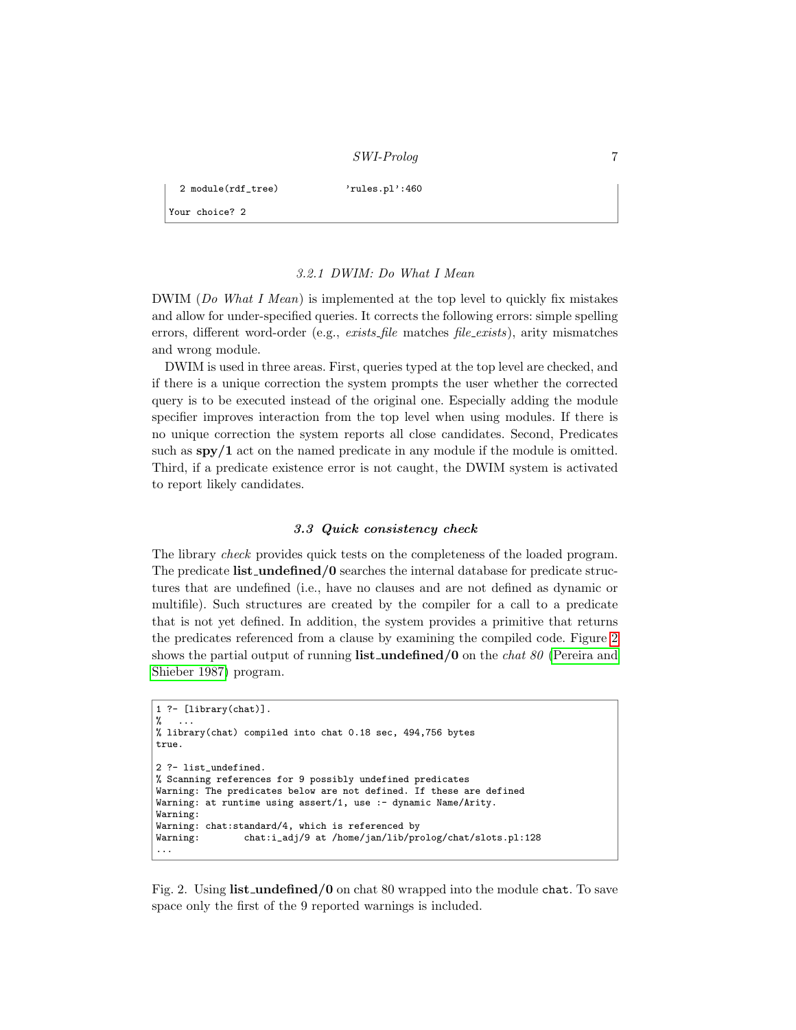```
  2 module(rdf_tree)          'rules.pl':460

Your choice? 2
```

#### 3.2.1 DWIM: Do What I Mean

DWIM (*Do What I Mean*) is implemented at the top level to quickly fix mistakes and allow for under-specified queries. It corrects the following errors: simple spelling errors, different word-order (e.g., *exists_file* matches *file_exists*), arity mismatches and wrong module.

DWIM is used in three areas. First, queries typed at the top level are checked, and if there is a unique correction the system prompts the user whether the corrected query is to be executed instead of the original one. Especially adding the module specifier improves interaction from the top level when using modules. If there is no unique correction the system reports all close candidates. Second, Predicates such as **spy/1** act on the named predicate in any module if the module is omitted. Third, if a predicate existence error is not caught, the DWIM system is activated to report likely candidates.

### 3.3 Quick consistency check

The library *check* provides quick tests on the completeness of the loaded program. The predicate **list_undefined/0** searches the internal database for predicate structures that are undefined (i.e., have no clauses and are not defined as dynamic or multifile). Such structures are created by the compiler for a call to a predicate that is not yet defined. In addition, the system provides a primitive that returns the predicates referenced from a clause by examining the compiled code. Figure 2 shows the partial output of running **list_undefined/0** on the *chat 80* (Pereira and Shieber 1987) program.

```
1 ?- [library(chat)].
%   ...
% library(chat) compiled into chat 0.18 sec, 494,756 bytes
true.

2 ?- list_undefined.
% Scanning references for 9 possibly undefined predicates
Warning: The predicates below are not defined. If these are defined
Warning: at runtime using assert/1, use :- dynamic Name/Arity.
Warning:
Warning: chat:standard/4, which is referenced by
Warning:        chat:i_adj/9 at /home/jan/lib/prolog/chat/slots.pl:128
...
```

Fig. 2. Using **list_undefined/0** on chat 80 wrapped into the module `chat`. To save space only the first of the 9 reported warnings is included.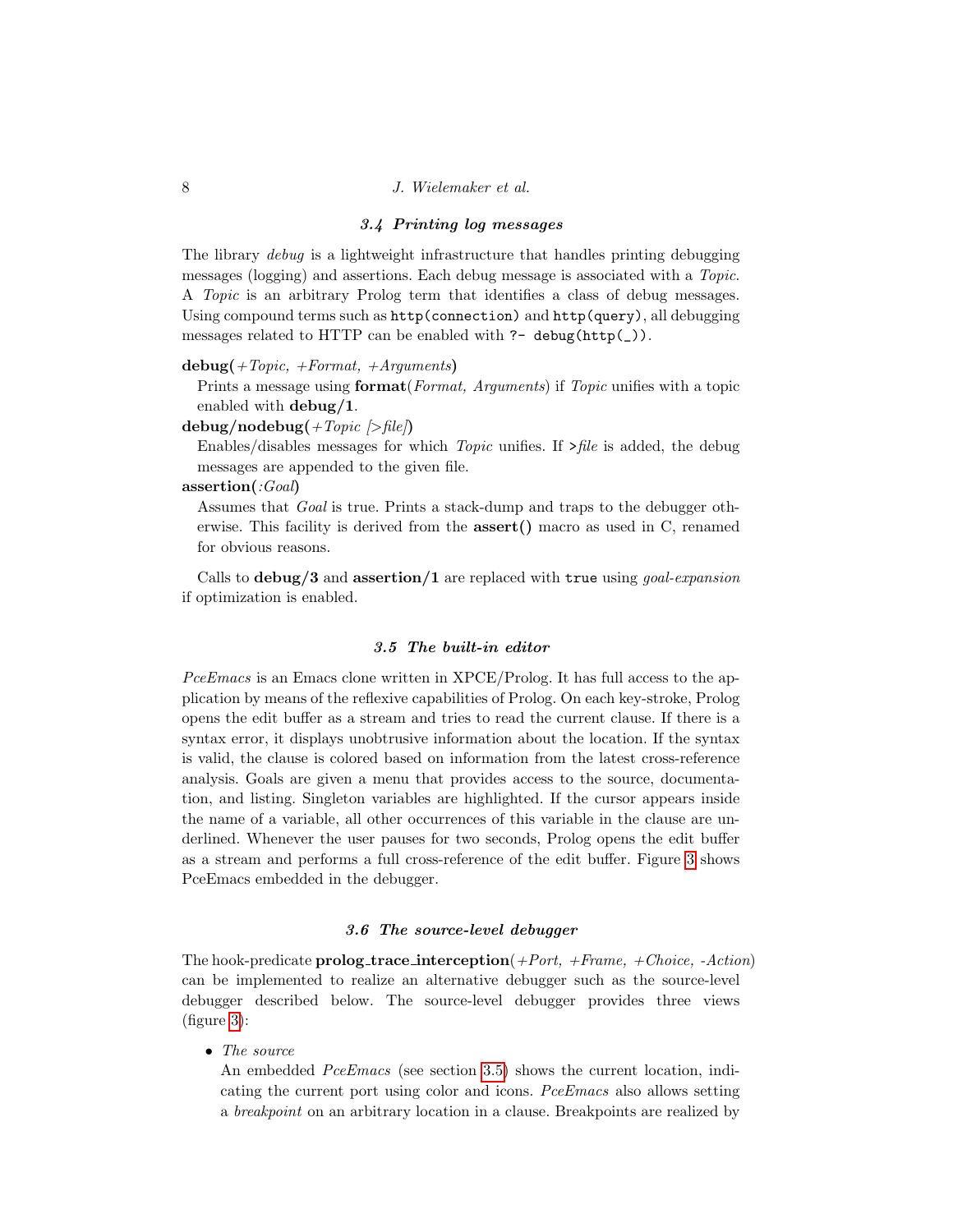### 3.4 Printing log messages

The library *debug* is a lightweight infrastructure that handles printing debugging messages (logging) and assertions. Each debug message is associated with a *Topic*. A *Topic* is an arbitrary Prolog term that identifies a class of debug messages. Using compound terms such as `http(connection)` and `http(query)`, all debugging messages related to HTTP can be enabled with `?- debug(http(_))`.

**debug(***+Topic, +Format, +Arguments***)**
Prints a message using **format**(*Format, Arguments*) if *Topic* unifies with a topic enabled with **debug/1**.

**debug/nodebug(***+Topic [>file]***)**
Enables/disables messages for which *Topic* unifies. If `>`*file* is added, the debug messages are appended to the given file.

**assertion(***:Goal***)**
Assumes that *Goal* is true. Prints a stack-dump and traps to the debugger otherwise. This facility is derived from the **assert()** macro as used in C, renamed for obvious reasons.

Calls to **debug/3** and **assertion/1** are replaced with `true` using *goal-expansion* if optimization is enabled.

### 3.5 The built-in editor

*PceEmacs* is an Emacs clone written in XPCE/Prolog. It has full access to the application by means of the reflexive capabilities of Prolog. On each key-stroke, Prolog opens the edit buffer as a stream and tries to read the current clause. If there is a syntax error, it displays unobtrusive information about the location. If the syntax is valid, the clause is colored based on information from the latest cross-reference analysis. Goals are given a menu that provides access to the source, documentation, and listing. Singleton variables are highlighted. If the cursor appears inside the name of a variable, all other occurrences of this variable in the clause are underlined. Whenever the user pauses for two seconds, Prolog opens the edit buffer as a stream and performs a full cross-reference of the edit buffer. Figure 3 shows PceEmacs embedded in the debugger.

### 3.6 The source-level debugger

The hook-predicate **prolog_trace_interception**(*+Port, +Frame, +Choice, -Action*) can be implemented to realize an alternative debugger such as the source-level debugger described below. The source-level debugger provides three views (figure 3):

- *The source*
  An embedded *PceEmacs* (see section 3.5) shows the current location, indicating the current port using color and icons. *PceEmacs* also allows setting a *breakpoint* on an arbitrary location in a clause. Breakpoints are realized by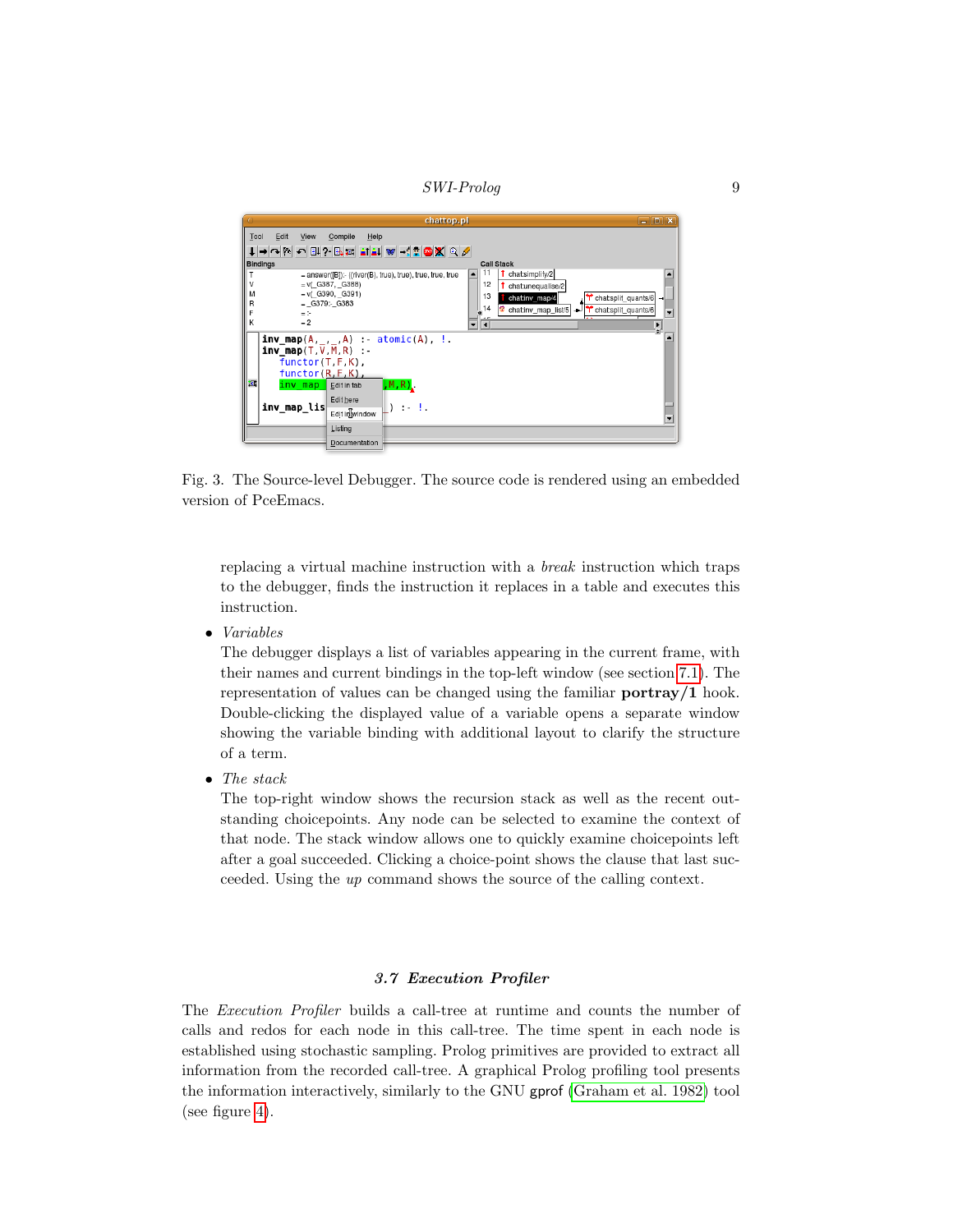Fig. 3. The Source-level Debugger. The source code is rendered using an embedded version of PceEmacs.

replacing a virtual machine instruction with a *break* instruction which traps to the debugger, finds the instruction it replaces in a table and executes this instruction.

- *Variables*
  The debugger displays a list of variables appearing in the current frame, with their names and current bindings in the top-left window (see section 7.1). The representation of values can be changed using the familiar **portray/1** hook. Double-clicking the displayed value of a variable opens a separate window showing the variable binding with additional layout to clarify the structure of a term.
- *The stack*
  The top-right window shows the recursion stack as well as the recent outstanding choicepoints. Any node can be selected to examine the context of that node. The stack window allows one to quickly examine choicepoints left after a goal succeeded. Clicking a choice-point shows the clause that last succeeded. Using the *up* command shows the source of the calling context.

### *3.7 Execution Profiler*

The *Execution Profiler* builds a call-tree at runtime and counts the number of calls and redos for each node in this call-tree. The time spent in each node is established using stochastic sampling. Prolog primitives are provided to extract all information from the recorded call-tree. A graphical Prolog profiling tool presents the information interactively, similarly to the GNU gprof (Graham et al. 1982) tool (see figure 4).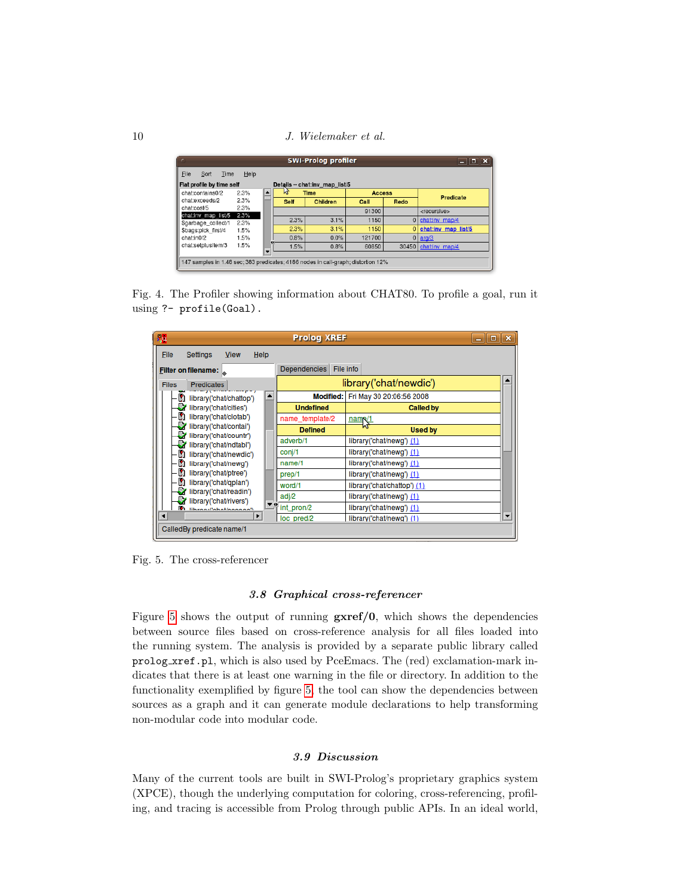Fig. 4. The Profiler showing information about CHAT80. To profile a goal, run it using `?- profile(Goal).`

Fig. 5. The cross-referencer

### 3.8 Graphical cross-referencer

Figure 5 shows the output of running **gxref/0**, which shows the dependencies between source files based on cross-reference analysis for all files loaded into the running system. The analysis is provided by a separate public library called `prolog_xref.pl`, which is also used by PceEmacs. The (red) exclamation-mark indicates that there is at least one warning in the file or directory. In addition to the functionality exemplified by figure 5, the tool can show the dependencies between sources as a graph and it can generate module declarations to help transforming non-modular code into modular code.

### 3.9 Discussion

Many of the current tools are built in SWI-Prolog's proprietary graphics system (XPCE), though the underlying computation for coloring, cross-referencing, profiling, and tracing is accessible from Prolog through public APIs. In an ideal world,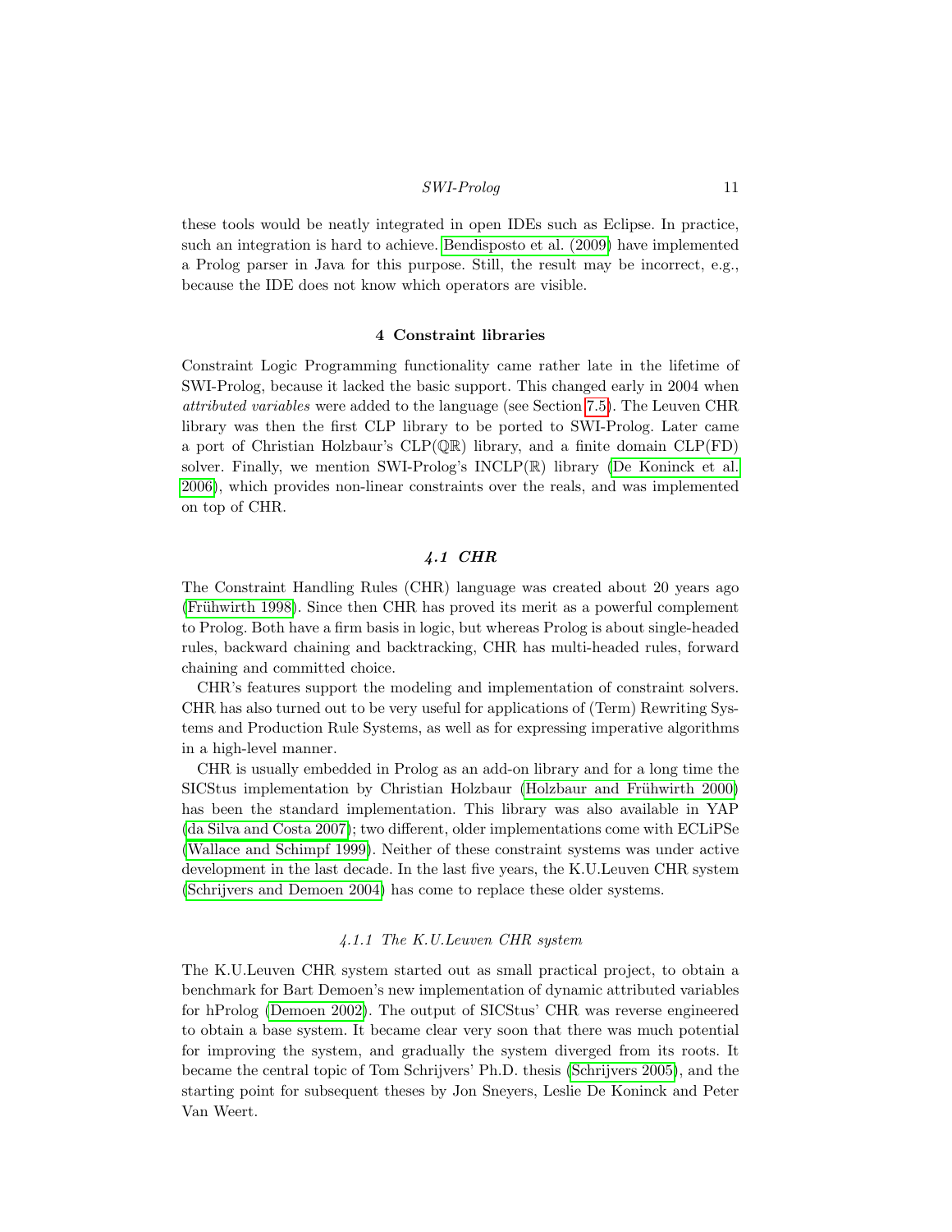these tools would be neatly integrated in open IDEs such as Eclipse. In practice, such an integration is hard to achieve. Bendisposto et al. (2009) have implemented a Prolog parser in Java for this purpose. Still, the result may be incorrect, e.g., because the IDE does not know which operators are visible.

## 4 Constraint libraries

Constraint Logic Programming functionality came rather late in the lifetime of SWI-Prolog, because it lacked the basic support. This changed early in 2004 when *attributed variables* were added to the language (see Section 7.5). The Leuven CHR library was then the first CLP library to be ported to SWI-Prolog. Later came a port of Christian Holzbaur's CLP($\mathbb{QR}$) library, and a finite domain CLP(FD) solver. Finally, we mention SWI-Prolog's INCLP($\mathbb{R}$) library (De Koninck et al. 2006), which provides non-linear constraints over the reals, and was implemented on top of CHR.

### *4.1 CHR*

The Constraint Handling Rules (CHR) language was created about 20 years ago (Frühwirth 1998). Since then CHR has proved its merit as a powerful complement to Prolog. Both have a firm basis in logic, but whereas Prolog is about single-headed rules, backward chaining and backtracking, CHR has multi-headed rules, forward chaining and committed choice.

CHR's features support the modeling and implementation of constraint solvers. CHR has also turned out to be very useful for applications of (Term) Rewriting Systems and Production Rule Systems, as well as for expressing imperative algorithms in a high-level manner.

CHR is usually embedded in Prolog as an add-on library and for a long time the SICStus implementation by Christian Holzbaur (Holzbaur and Frühwirth 2000) has been the standard implementation. This library was also available in YAP (da Silva and Costa 2007); two different, older implementations come with ECLiPSe (Wallace and Schimpf 1999). Neither of these constraint systems was under active development in the last decade. In the last five years, the K.U.Leuven CHR system (Schrijvers and Demoen 2004) has come to replace these older systems.

#### *4.1.1 The K.U.Leuven CHR system*

The K.U.Leuven CHR system started out as small practical project, to obtain a benchmark for Bart Demoen's new implementation of dynamic attributed variables for hProlog (Demoen 2002). The output of SICStus' CHR was reverse engineered to obtain a base system. It became clear very soon that there was much potential for improving the system, and gradually the system diverged from its roots. It became the central topic of Tom Schrijvers' Ph.D. thesis (Schrijvers 2005), and the starting point for subsequent theses by Jon Sneyers, Leslie De Koninck and Peter Van Weert.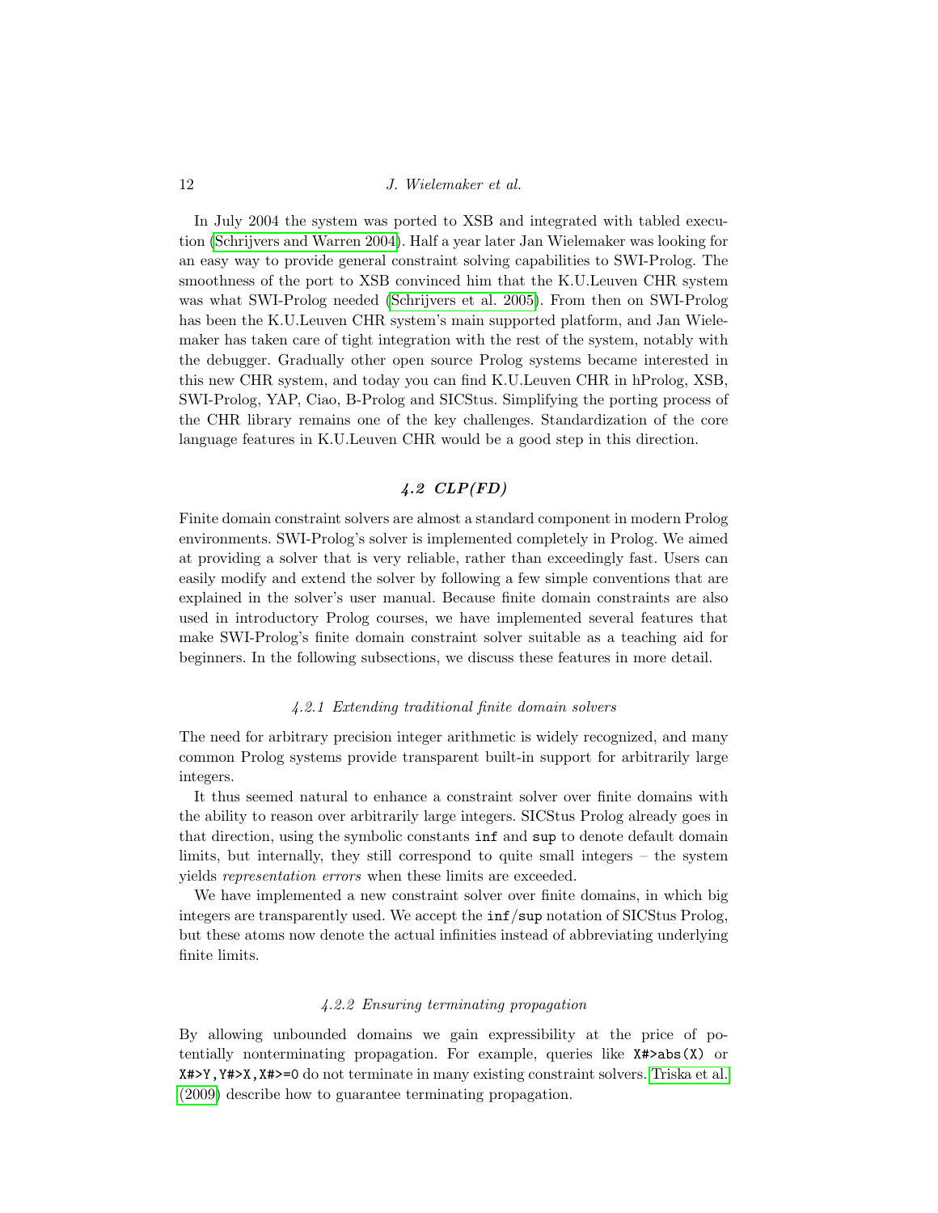In July 2004 the system was ported to XSB and integrated with tabled execution (Schrijvers and Warren 2004). Half a year later Jan Wielemaker was looking for an easy way to provide general constraint solving capabilities to SWI-Prolog. The smoothness of the port to XSB convinced him that the K.U.Leuven CHR system was what SWI-Prolog needed (Schrijvers et al. 2005). From then on SWI-Prolog has been the K.U.Leuven CHR system's main supported platform, and Jan Wielemaker has taken care of tight integration with the rest of the system, notably with the debugger. Gradually other open source Prolog systems became interested in this new CHR system, and today you can find K.U.Leuven CHR in hProlog, XSB, SWI-Prolog, YAP, Ciao, B-Prolog and SICStus. Simplifying the porting process of the CHR library remains one of the key challenges. Standardization of the core language features in K.U.Leuven CHR would be a good step in this direction.

### 4.2 CLP(FD)

Finite domain constraint solvers are almost a standard component in modern Prolog environments. SWI-Prolog's solver is implemented completely in Prolog. We aimed at providing a solver that is very reliable, rather than exceedingly fast. Users can easily modify and extend the solver by following a few simple conventions that are explained in the solver's user manual. Because finite domain constraints are also used in introductory Prolog courses, we have implemented several features that make SWI-Prolog's finite domain constraint solver suitable as a teaching aid for beginners. In the following subsections, we discuss these features in more detail.

#### 4.2.1 Extending traditional finite domain solvers

The need for arbitrary precision integer arithmetic is widely recognized, and many common Prolog systems provide transparent built-in support for arbitrarily large integers.

It thus seemed natural to enhance a constraint solver over finite domains with the ability to reason over arbitrarily large integers. SICStus Prolog already goes in that direction, using the symbolic constants `inf` and `sup` to denote default domain limits, but internally, they still correspond to quite small integers – the system yields *representation errors* when these limits are exceeded.

We have implemented a new constraint solver over finite domains, in which big integers are transparently used. We accept the `inf`/`sup` notation of SICStus Prolog, but these atoms now denote the actual infinities instead of abbreviating underlying finite limits.

#### 4.2.2 Ensuring terminating propagation

By allowing unbounded domains we gain expressibility at the price of potentially nonterminating propagation. For example, queries like `X#>abs(X)` or `X#>Y,Y#>X,X#>=0` do not terminate in many existing constraint solvers. Triska et al. (2009) describe how to guarantee terminating propagation.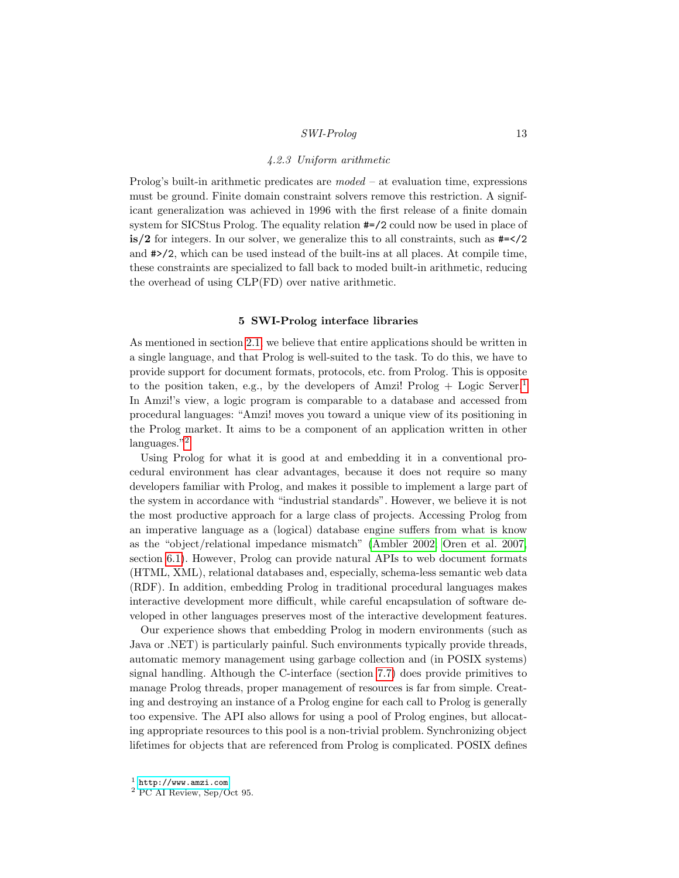#### 4.2.3 Uniform arithmetic

Prolog's built-in arithmetic predicates are *moded* – at evaluation time, expressions must be ground. Finite domain constraint solvers remove this restriction. A significant generalization was achieved in 1996 with the first release of a finite domain system for SICStus Prolog. The equality relation `#=/2` could now be used in place of **is/2** for integers. In our solver, we generalize this to all constraints, such as `#=</2` and `#>/2`, which can be used instead of the built-ins at all places. At compile time, these constraints are specialized to fall back to moded built-in arithmetic, reducing the overhead of using CLP(FD) over native arithmetic.

## 5 SWI-Prolog interface libraries

As mentioned in section 2.1, we believe that entire applications should be written in a single language, and that Prolog is well-suited to the task. To do this, we have to provide support for document formats, protocols, etc. from Prolog. This is opposite to the position taken, e.g., by the developers of Amzi! Prolog + Logic Server.[1] In Amzi!'s view, a logic program is comparable to a database and accessed from procedural languages: "Amzi! moves you toward a unique view of its positioning in the Prolog market. It aims to be a component of an application written in other languages."[2]

Using Prolog for what it is good at and embedding it in a conventional procedural environment has clear advantages, because it does not require so many developers familiar with Prolog, and makes it possible to implement a large part of the system in accordance with "industrial standards". However, we believe it is not the most productive approach for a large class of projects. Accessing Prolog from an imperative language as a (logical) database engine suffers from what is know as the "object/relational impedance mismatch" (Ambler 2002; Oren et al. 2007, section 6.1). However, Prolog can provide natural APIs to web document formats (HTML, XML), relational databases and, especially, schema-less semantic web data (RDF). In addition, embedding Prolog in traditional procedural languages makes interactive development more difficult, while careful encapsulation of software developed in other languages preserves most of the interactive development features.

Our experience shows that embedding Prolog in modern environments (such as Java or .NET) is particularly painful. Such environments typically provide threads, automatic memory management using garbage collection and (in POSIX systems) signal handling. Although the C-interface (section 7.7) does provide primitives to manage Prolog threads, proper management of resources is far from simple. Creating and destroying an instance of a Prolog engine for each call to Prolog is generally too expensive. The API also allows for using a pool of Prolog engines, but allocating appropriate resources to this pool is a non-trivial problem. Synchronizing object lifetimes for objects that are referenced from Prolog is complicated. POSIX defines

[1] http://www.amzi.com

[2] PC AI Review, Sep/Oct 95.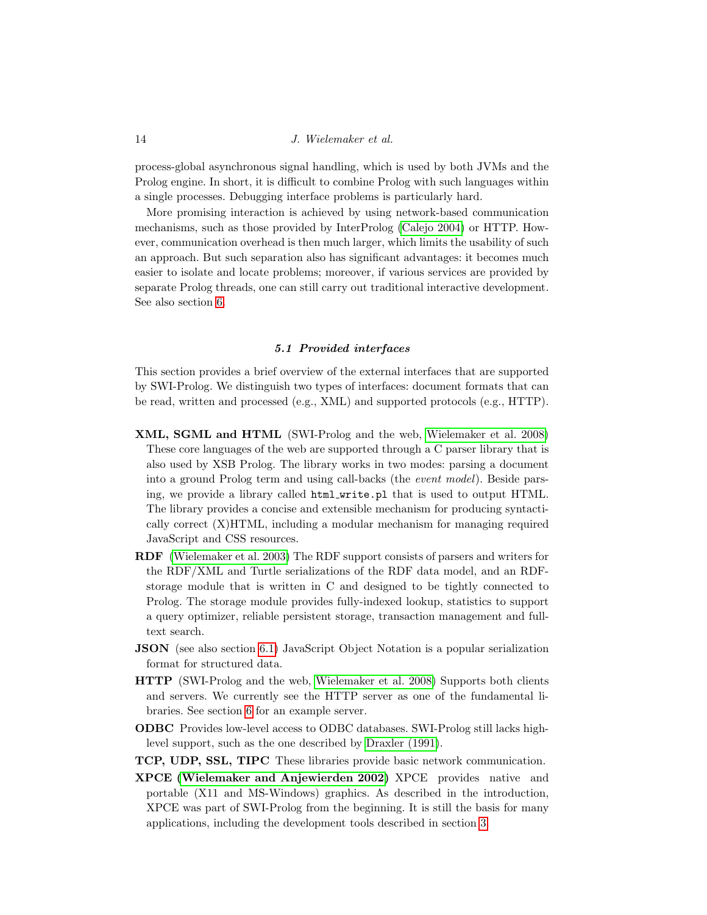process-global asynchronous signal handling, which is used by both JVMs and the Prolog engine. In short, it is difficult to combine Prolog with such languages within a single processes. Debugging interface problems is particularly hard.

More promising interaction is achieved by using network-based communication mechanisms, such as those provided by InterProlog (Calejo 2004) or HTTP. However, communication overhead is then much larger, which limits the usability of such an approach. But such separation also has significant advantages: it becomes much easier to isolate and locate problems; moreover, if various services are provided by separate Prolog threads, one can still carry out traditional interactive development. See also section 6.

### 5.1 *Provided interfaces*

This section provides a brief overview of the external interfaces that are supported by SWI-Prolog. We distinguish two types of interfaces: document formats that can be read, written and processed (e.g., XML) and supported protocols (e.g., HTTP).

**XML, SGML and HTML** (SWI-Prolog and the web, Wielemaker et al. 2008) These core languages of the web are supported through a C parser library that is also used by XSB Prolog. The library works in two modes: parsing a document into a ground Prolog term and using call-backs (the *event model*). Beside parsing, we provide a library called `html_write.pl` that is used to output HTML. The library provides a concise and extensible mechanism for producing syntactically correct (X)HTML, including a modular mechanism for managing required JavaScript and CSS resources.

**RDF** (Wielemaker et al. 2003) The RDF support consists of parsers and writers for the RDF/XML and Turtle serializations of the RDF data model, and an RDF-storage module that is written in C and designed to be tightly connected to Prolog. The storage module provides fully-indexed lookup, statistics to support a query optimizer, reliable persistent storage, transaction management and full-text search.

**JSON** (see also section 6.1) JavaScript Object Notation is a popular serialization format for structured data.

**HTTP** (SWI-Prolog and the web, Wielemaker et al. 2008) Supports both clients and servers. We currently see the HTTP server as one of the fundamental libraries. See section 6 for an example server.

**ODBC** Provides low-level access to ODBC databases. SWI-Prolog still lacks high-level support, such as the one described by Draxler (1991).

**TCP, UDP, SSL, TIPC** These libraries provide basic network communication.

**XPCE (Wielemaker and Anjewierden 2002)** XPCE provides native and portable (X11 and MS-Windows) graphics. As described in the introduction, XPCE was part of SWI-Prolog from the beginning. It is still the basis for many applications, including the development tools described in section 3.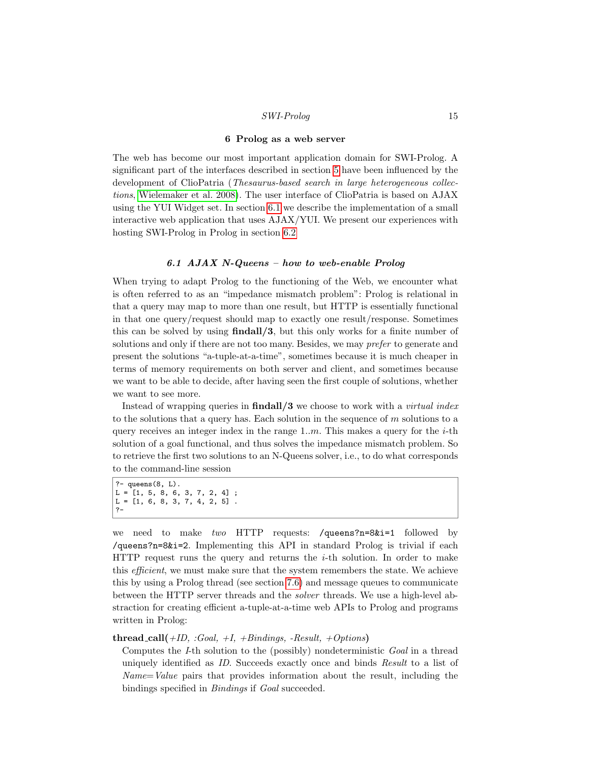## 6 Prolog as a web server

The web has become our most important application domain for SWI-Prolog. A significant part of the interfaces described in section 5 have been influenced by the development of ClioPatria (*Thesaurus-based search in large heterogeneous collections*, Wielemaker et al. 2008). The user interface of ClioPatria is based on AJAX using the YUI Widget set. In section 6.1 we describe the implementation of a small interactive web application that uses AJAX/YUI. We present our experiences with hosting SWI-Prolog in Prolog in section 6.2

### *6.1 AJAX N-Queens – how to web-enable Prolog*

When trying to adapt Prolog to the functioning of the Web, we encounter what is often referred to as an "impedance mismatch problem": Prolog is relational in that a query may map to more than one result, but HTTP is essentially functional in that one query/request should map to exactly one result/response. Sometimes this can be solved by using **findall/3**, but this only works for a finite number of solutions and only if there are not too many. Besides, we may *prefer* to generate and present the solutions "a-tuple-at-a-time", sometimes because it is much cheaper in terms of memory requirements on both server and client, and sometimes because we want to be able to decide, after having seen the first couple of solutions, whether we want to see more.

Instead of wrapping queries in **findall/3** we choose to work with a *virtual index* to the solutions that a query has. Each solution in the sequence of $m$ solutions to a query receives an integer index in the range $1..m$. This makes a query for the $i$-th solution of a goal functional, and thus solves the impedance mismatch problem. So to retrieve the first two solutions to an N-Queens solver, i.e., to do what corresponds to the command-line session

```
?- queens(8, L).
L = [1, 5, 8, 6, 3, 7, 2, 4] ;
L = [1, 6, 8, 3, 7, 4, 2, 5] .
?-
```

we need to make *two* HTTP requests: `/queens?n=8&i=1` followed by `/queens?n=8&i=2`. Implementing this API in standard Prolog is trivial if each HTTP request runs the query and returns the $i$-th solution. In order to make this *efficient*, we must make sure that the system remembers the state. We achieve this by using a Prolog thread (see section 7.6) and message queues to communicate between the HTTP server threads and the *solver* threads. We use a high-level abstraction for creating efficient a-tuple-at-a-time web APIs to Prolog and programs written in Prolog:

**thread_call(***+ID, :Goal, +I, +Bindings, -Result, +Options***)**
Computes the *I*-th solution to the (possibly) nondeterministic *Goal* in a thread uniquely identified as *ID*. Succeeds exactly once and binds *Result* to a list of *Name=Value* pairs that provides information about the result, including the bindings specified in *Bindings* if *Goal* succeeded.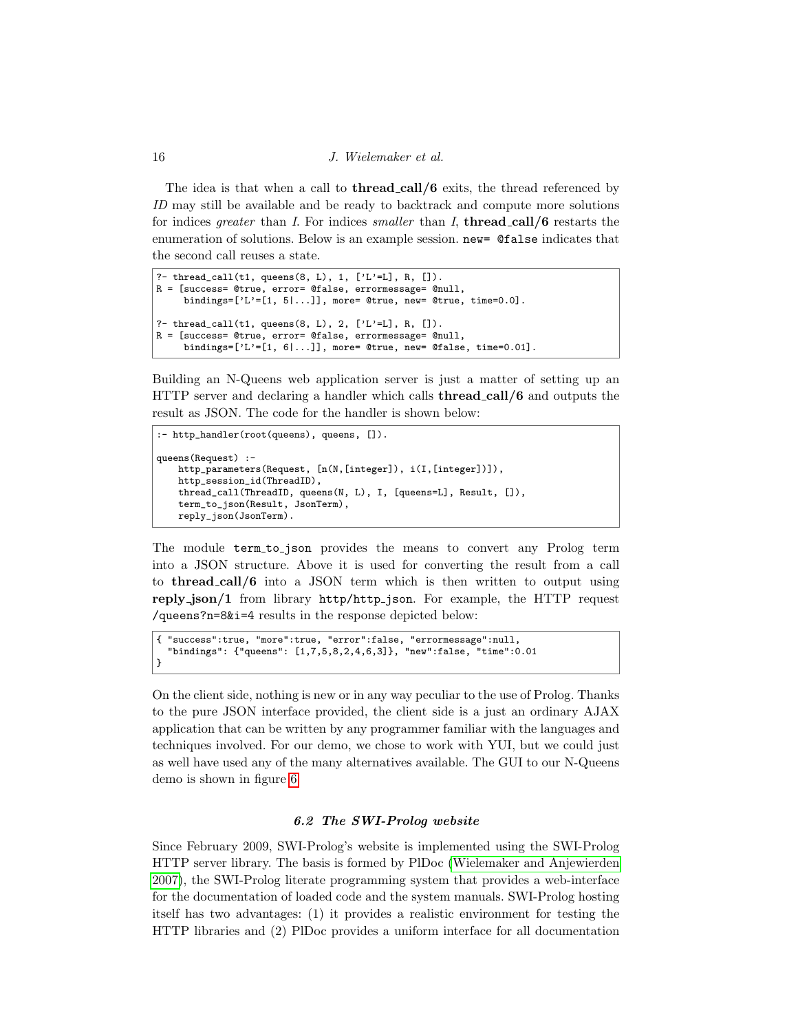The idea is that when a call to **thread_call/6** exits, the thread referenced by *ID* may still be available and be ready to backtrack and compute more solutions for indices *greater* than *I*. For indices *smaller* than *I*, **thread_call/6** restarts the enumeration of solutions. Below is an example session. `new= @false` indicates that the second call reuses a state.

```
?- thread_call(t1, queens(8, L), 1, ['L'=L], R, []).
R = [success= @true, error= @false, errormessage= @null,
     bindings=['L'=[1, 5|...]], more= @true, new= @true, time=0.0].

?- thread_call(t1, queens(8, L), 2, ['L'=L], R, []).
R = [success= @true, error= @false, errormessage= @null,
     bindings=['L'=[1, 6|...]], more= @true, new= @false, time=0.01].
```

Building an N-Queens web application server is just a matter of setting up an HTTP server and declaring a handler which calls **thread_call/6** and outputs the result as JSON. The code for the handler is shown below:

```
:- http_handler(root(queens), queens, []).

queens(Request) :-
    http_parameters(Request, [n(N,[integer]), i(I,[integer])]),
    http_session_id(ThreadID),
    thread_call(ThreadID, queens(N, L), I, [queens=L], Result, []),
    term_to_json(Result, JsonTerm),
    reply_json(JsonTerm).
```

The module `term_to_json` provides the means to convert any Prolog term into a JSON structure. Above it is used for converting the result from a call to **thread_call/6** into a JSON term which is then written to output using **reply_json/1** from library `http/http_json`. For example, the HTTP request `/queens?n=8&i=4` results in the response depicted below:

```
{ "success":true, "more":true, "error":false, "errormessage":null,
  "bindings": {"queens": [1,7,5,8,2,4,6,3]}, "new":false, "time":0.01
}
```

On the client side, nothing is new or in any way peculiar to the use of Prolog. Thanks to the pure JSON interface provided, the client side is a just an ordinary AJAX application that can be written by any programmer familiar with the languages and techniques involved. For our demo, we chose to work with YUI, but we could just as well have used any of the many alternatives available. The GUI to our N-Queens demo is shown in figure 6.

### *6.2 The SWI-Prolog website*

Since February 2009, SWI-Prolog's website is implemented using the SWI-Prolog HTTP server library. The basis is formed by PlDoc (Wielemaker and Anjewierden 2007), the SWI-Prolog literate programming system that provides a web-interface for the documentation of loaded code and the system manuals. SWI-Prolog hosting itself has two advantages: (1) it provides a realistic environment for testing the HTTP libraries and (2) PlDoc provides a uniform interface for all documentation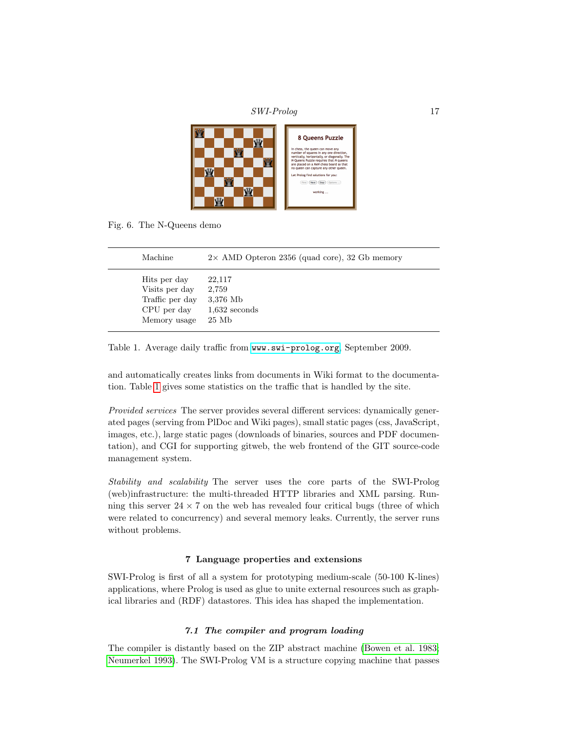Fig. 6. The N-Queens demo

| Machine | 2× AMD Opteron 2356 (quad core), 32 Gb memory |
|---|---|
| Hits per day | 22,117 |
| Visits per day | 2,759 |
| Traffic per day | 3,376 Mb |
| CPU per day | 1,632 seconds |
| Memory usage | 25 Mb |

Table 1. Average daily traffic from www.swi-prolog.org, September 2009.

and automatically creates links from documents in Wiki format to the documentation. Table 1 gives some statistics on the traffic that is handled by the site.

*Provided services* The server provides several different services: dynamically generated pages (serving from PlDoc and Wiki pages), small static pages (css, JavaScript, images, etc.), large static pages (downloads of binaries, sources and PDF documentation), and CGI for supporting gitweb, the web frontend of the GIT source-code management system.

*Stability and scalability* The server uses the core parts of the SWI-Prolog (web)infrastructure: the multi-threaded HTTP libraries and XML parsing. Running this server $24 \times 7$ on the web has revealed four critical bugs (three of which were related to concurrency) and several memory leaks. Currently, the server runs without problems.

## 7 Language properties and extensions

SWI-Prolog is first of all a system for prototyping medium-scale (50-100 K-lines) applications, where Prolog is used as glue to unite external resources such as graphical libraries and (RDF) datastores. This idea has shaped the implementation.

### 7.1 The compiler and program loading

The compiler is distantly based on the ZIP abstract machine (Bowen et al. 1983; Neumerkel 1993). The SWI-Prolog VM is a structure copying machine that passes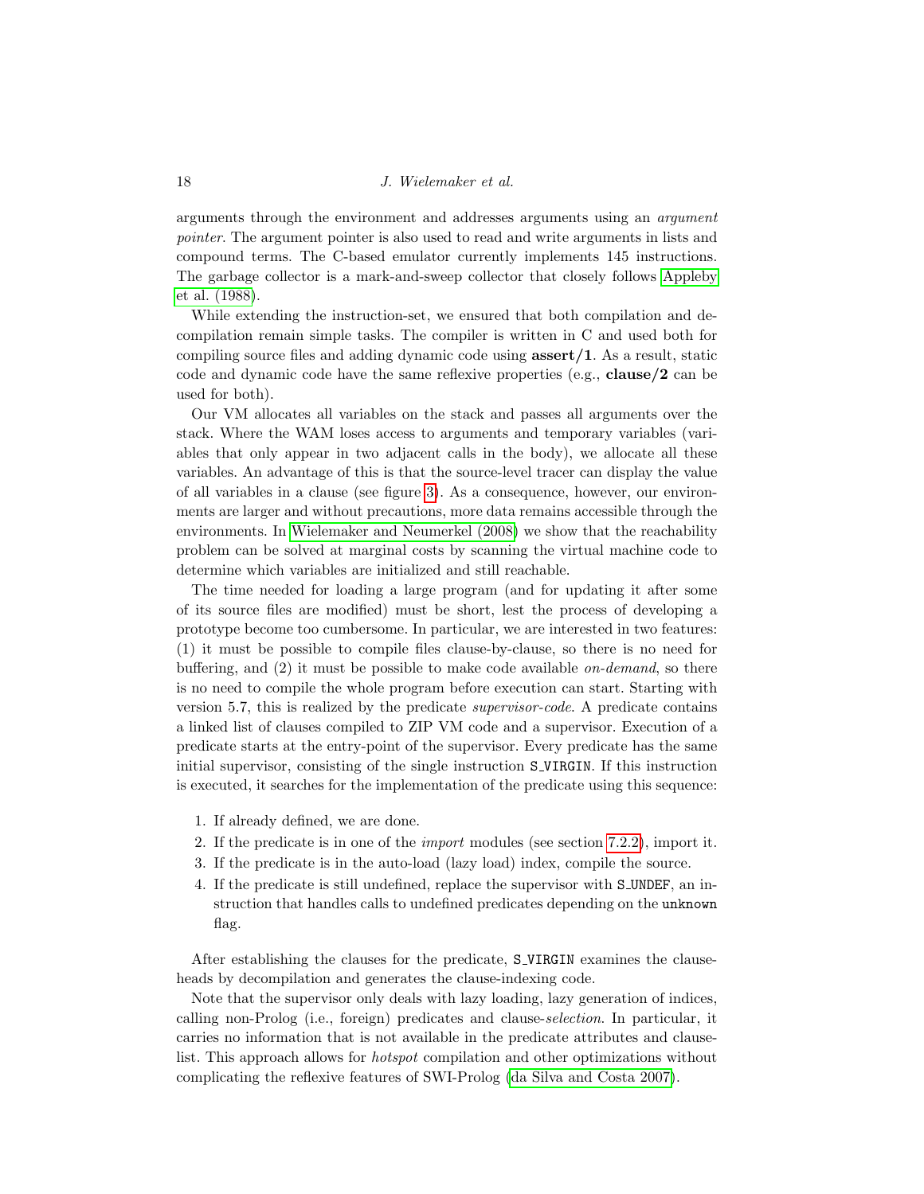arguments through the environment and addresses arguments using an *argument pointer*. The argument pointer is also used to read and write arguments in lists and compound terms. The C-based emulator currently implements 145 instructions. The garbage collector is a mark-and-sweep collector that closely follows Appleby et al. (1988).

While extending the instruction-set, we ensured that both compilation and decompilation remain simple tasks. The compiler is written in C and used both for compiling source files and adding dynamic code using **assert/1**. As a result, static code and dynamic code have the same reflexive properties (e.g., **clause/2** can be used for both).

Our VM allocates all variables on the stack and passes all arguments over the stack. Where the WAM loses access to arguments and temporary variables (variables that only appear in two adjacent calls in the body), we allocate all these variables. An advantage of this is that the source-level tracer can display the value of all variables in a clause (see figure 3). As a consequence, however, our environments are larger and without precautions, more data remains accessible through the environments. In Wielemaker and Neumerkel (2008) we show that the reachability problem can be solved at marginal costs by scanning the virtual machine code to determine which variables are initialized and still reachable.

The time needed for loading a large program (and for updating it after some of its source files are modified) must be short, lest the process of developing a prototype become too cumbersome. In particular, we are interested in two features: (1) it must be possible to compile files clause-by-clause, so there is no need for buffering, and (2) it must be possible to make code available *on-demand*, so there is no need to compile the whole program before execution can start. Starting with version 5.7, this is realized by the predicate *supervisor-code*. A predicate contains a linked list of clauses compiled to ZIP VM code and a supervisor. Execution of a predicate starts at the entry-point of the supervisor. Every predicate has the same initial supervisor, consisting of the single instruction `S_VIRGIN`. If this instruction is executed, it searches for the implementation of the predicate using this sequence:

1. If already defined, we are done.
2. If the predicate is in one of the *import* modules (see section 7.2.2), import it.
3. If the predicate is in the auto-load (lazy load) index, compile the source.
4. If the predicate is still undefined, replace the supervisor with `S_UNDEF`, an instruction that handles calls to undefined predicates depending on the `unknown` flag.

After establishing the clauses for the predicate, `S_VIRGIN` examines the clause-heads by decompilation and generates the clause-indexing code.

Note that the supervisor only deals with lazy loading, lazy generation of indices, calling non-Prolog (i.e., foreign) predicates and clause-*selection*. In particular, it carries no information that is not available in the predicate attributes and clause-list. This approach allows for *hotspot* compilation and other optimizations without complicating the reflexive features of SWI-Prolog (da Silva and Costa 2007).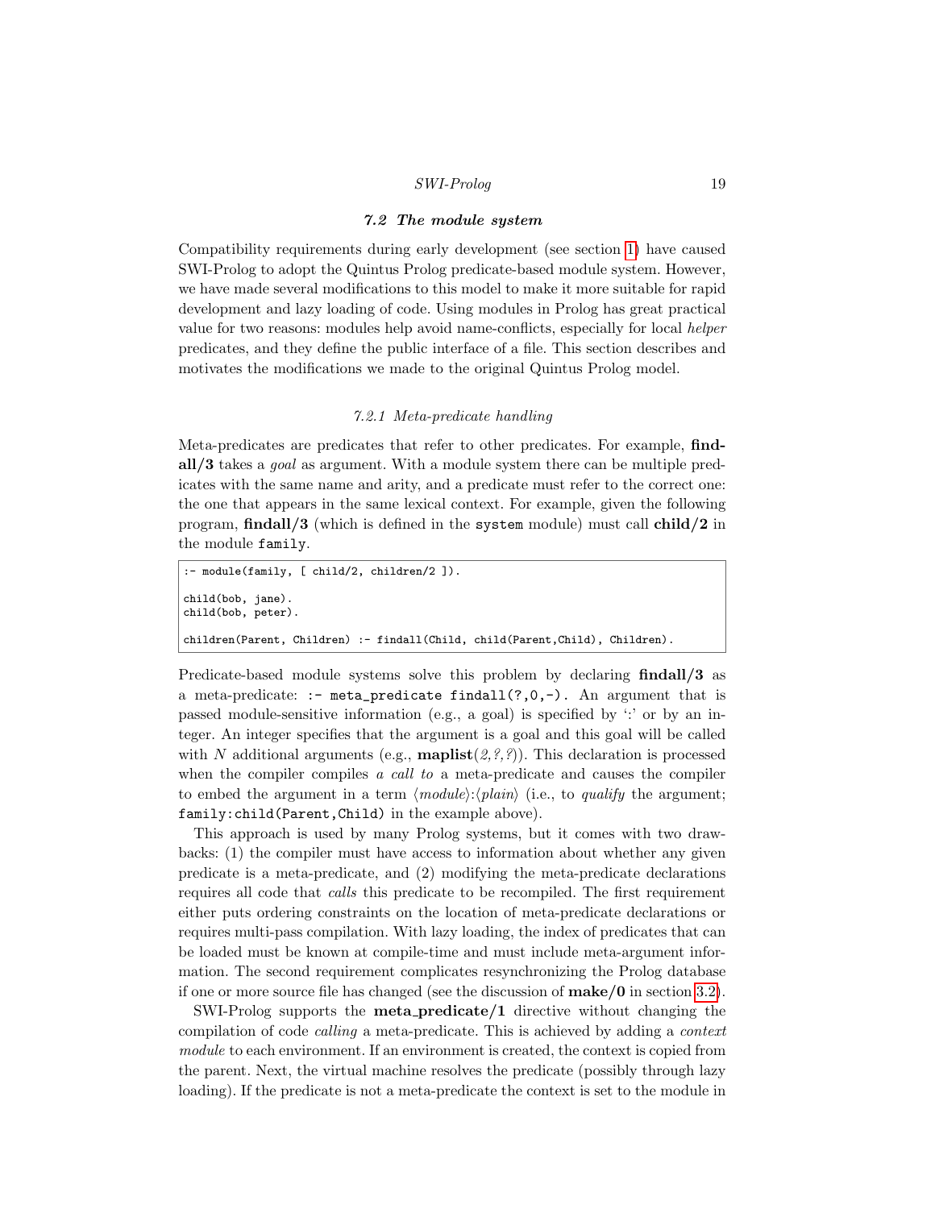### 7.2 The module system

Compatibility requirements during early development (see section 1) have caused SWI-Prolog to adopt the Quintus Prolog predicate-based module system. However, we have made several modifications to this model to make it more suitable for rapid development and lazy loading of code. Using modules in Prolog has great practical value for two reasons: modules help avoid name-conflicts, especially for local *helper* predicates, and they define the public interface of a file. This section describes and motivates the modifications we made to the original Quintus Prolog model.

#### 7.2.1 Meta-predicate handling

Meta-predicates are predicates that refer to other predicates. For example, **findall/3** takes a *goal* as argument. With a module system there can be multiple predicates with the same name and arity, and a predicate must refer to the correct one: the one that appears in the same lexical context. For example, given the following program, **findall/3** (which is defined in the `system` module) must call **child/2** in the module `family`.

```
:- module(family, [ child/2, children/2 ]).

child(bob, jane).
child(bob, peter).

children(Parent, Children) :- findall(Child, child(Parent,Child), Children).
```

Predicate-based module systems solve this problem by declaring **findall/3** as a meta-predicate: `:- meta_predicate findall(?,0,-).` An argument that is passed module-sensitive information (e.g., a goal) is specified by ':' or by an integer. An integer specifies that the argument is a goal and this goal will be called with $N$ additional arguments (e.g., **maplist**(*2,?,?*)). This declaration is processed when the compiler compiles *a call to* a meta-predicate and causes the compiler to embed the argument in a term ⟨*module*⟩:⟨*plain*⟩ (i.e., to *qualify* the argument; `family:child(Parent,Child)` in the example above).

This approach is used by many Prolog systems, but it comes with two drawbacks: (1) the compiler must have access to information about whether any given predicate is a meta-predicate, and (2) modifying the meta-predicate declarations requires all code that *calls* this predicate to be recompiled. The first requirement either puts ordering constraints on the location of meta-predicate declarations or requires multi-pass compilation. With lazy loading, the index of predicates that can be loaded must be known at compile-time and must include meta-argument information. The second requirement complicates resynchronizing the Prolog database if one or more source file has changed (see the discussion of **make/0** in section 3.2).

SWI-Prolog supports the **meta_predicate/1** directive without changing the compilation of code *calling* a meta-predicate. This is achieved by adding a *context module* to each environment. If an environment is created, the context is copied from the parent. Next, the virtual machine resolves the predicate (possibly through lazy loading). If the predicate is not a meta-predicate the context is set to the module in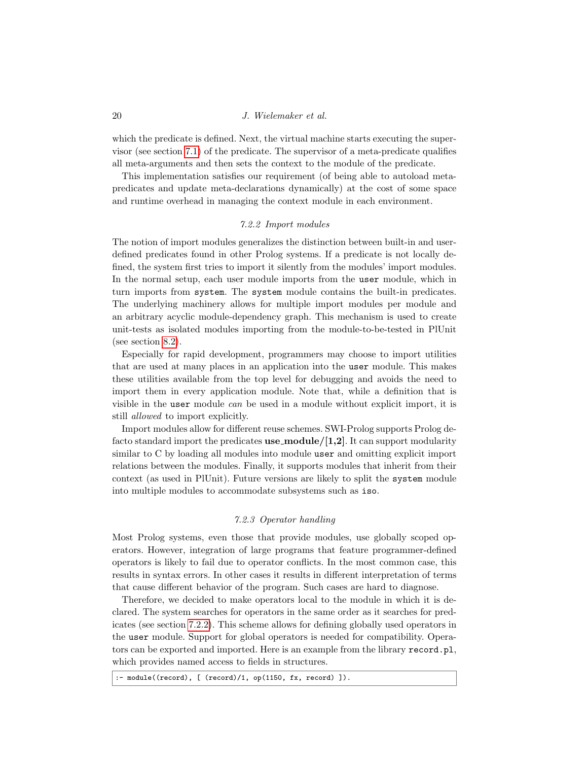which the predicate is defined. Next, the virtual machine starts executing the supervisor (see section 7.1) of the predicate. The supervisor of a meta-predicate qualifies all meta-arguments and then sets the context to the module of the predicate.

This implementation satisfies our requirement (of being able to autoload meta-predicates and update meta-declarations dynamically) at the cost of some space and runtime overhead in managing the context module in each environment.

#### *7.2.2 Import modules*

The notion of import modules generalizes the distinction between built-in and user-defined predicates found in other Prolog systems. If a predicate is not locally defined, the system first tries to import it silently from the modules' import modules. In the normal setup, each user module imports from the `user` module, which in turn imports from `system`. The `system` module contains the built-in predicates. The underlying machinery allows for multiple import modules per module and an arbitrary acyclic module-dependency graph. This mechanism is used to create unit-tests as isolated modules importing from the module-to-be-tested in PlUnit (see section 8.2).

Especially for rapid development, programmers may choose to import utilities that are used at many places in an application into the `user` module. This makes these utilities available from the top level for debugging and avoids the need to import them in every application module. Note that, while a definition that is visible in the `user` module *can* be used in a module without explicit import, it is still *allowed* to import explicitly.

Import modules allow for different reuse schemes. SWI-Prolog supports Prolog defacto standard import the predicates **use_module/[1,2]**. It can support modularity similar to C by loading all modules into module `user` and omitting explicit import relations between the modules. Finally, it supports modules that inherit from their context (as used in PlUnit). Future versions are likely to split the `system` module into multiple modules to accommodate subsystems such as `iso`.

#### *7.2.3 Operator handling*

Most Prolog systems, even those that provide modules, use globally scoped operators. However, integration of large programs that feature programmer-defined operators is likely to fail due to operator conflicts. In the most common case, this results in syntax errors. In other cases it results in different interpretation of terms that cause different behavior of the program. Such cases are hard to diagnose.

Therefore, we decided to make operators local to the module in which it is declared. The system searches for operators in the same order as it searches for predicates (see section 7.2.2). This scheme allows for defining globally used operators in the `user` module. Support for global operators is needed for compatibility. Operators can be exported and imported. Here is an example from the library `record.pl`, which provides named access to fields in structures.

```
:- module((record), [ (record)/1, op(1150, fx, record) ]).
```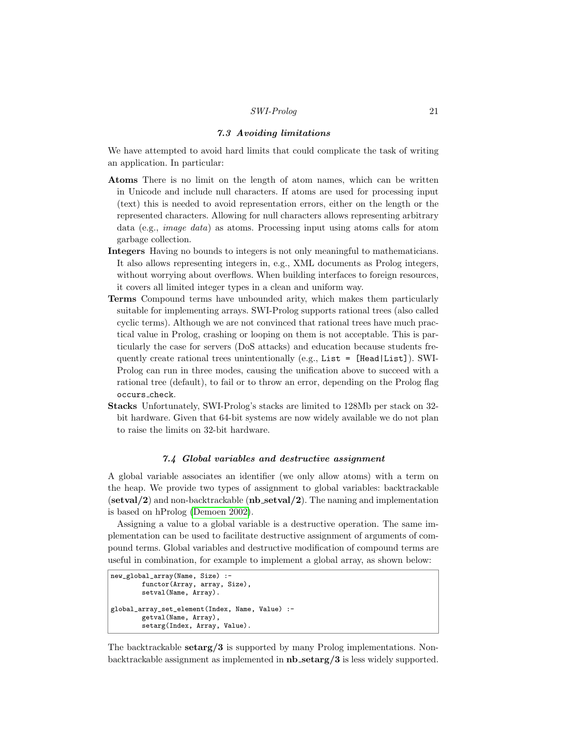### 7.3 Avoiding limitations

We have attempted to avoid hard limits that could complicate the task of writing an application. In particular:

**Atoms** There is no limit on the length of atom names, which can be written in Unicode and include null characters. If atoms are used for processing input (text) this is needed to avoid representation errors, either on the length or the represented characters. Allowing for null characters allows representing arbitrary data (e.g., *image data*) as atoms. Processing input using atoms calls for atom garbage collection.

**Integers** Having no bounds to integers is not only meaningful to mathematicians. It also allows representing integers in, e.g., XML documents as Prolog integers, without worrying about overflows. When building interfaces to foreign resources, it covers all limited integer types in a clean and uniform way.

**Terms** Compound terms have unbounded arity, which makes them particularly suitable for implementing arrays. SWI-Prolog supports rational trees (also called cyclic terms). Although we are not convinced that rational trees have much practical value in Prolog, crashing or looping on them is not acceptable. This is particularly the case for servers (DoS attacks) and education because students frequently create rational trees unintentionally (e.g., `List = [Head|List]`). SWI-Prolog can run in three modes, causing the unification above to succeed with a rational tree (default), to fail or to throw an error, depending on the Prolog flag `occurs_check`.

**Stacks** Unfortunately, SWI-Prolog's stacks are limited to 128Mb per stack on 32-bit hardware. Given that 64-bit systems are now widely available we do not plan to raise the limits on 32-bit hardware.

### 7.4 Global variables and destructive assignment

A global variable associates an identifier (we only allow atoms) with a term on the heap. We provide two types of assignment to global variables: backtrackable (**setval/2**) and non-backtrackable (**nb_setval/2**). The naming and implementation is based on hProlog (Demoen 2002).

Assigning a value to a global variable is a destructive operation. The same implementation can be used to facilitate destructive assignment of arguments of compound terms. Global variables and destructive modification of compound terms are useful in combination, for example to implement a global array, as shown below:

```
new_global_array(Name, Size) :-
        functor(Array, array, Size),
        setval(Name, Array).

global_array_set_element(Index, Name, Value) :-
        getval(Name, Array),
        setarg(Index, Array, Value).
```

The backtrackable **setarg/3** is supported by many Prolog implementations. Non-backtrackable assignment as implemented in **nb_setarg/3** is less widely supported.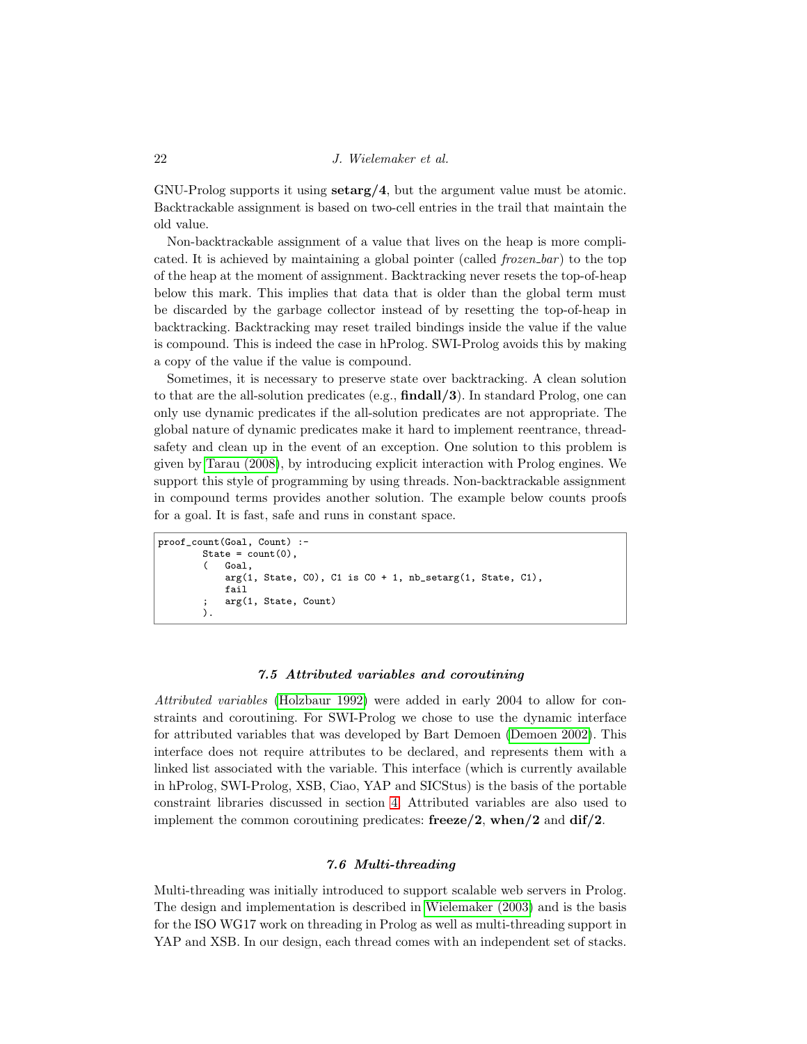GNU-Prolog supports it using **setarg/4**, but the argument value must be atomic. Backtrackable assignment is based on two-cell entries in the trail that maintain the old value.

Non-backtrackable assignment of a value that lives on the heap is more complicated. It is achieved by maintaining a global pointer (called *frozen_bar*) to the top of the heap at the moment of assignment. Backtracking never resets the top-of-heap below this mark. This implies that data that is older than the global term must be discarded by the garbage collector instead of by resetting the top-of-heap in backtracking. Backtracking may reset trailed bindings inside the value if the value is compound. This is indeed the case in hProlog. SWI-Prolog avoids this by making a copy of the value if the value is compound.

Sometimes, it is necessary to preserve state over backtracking. A clean solution to that are the all-solution predicates (e.g., **findall/3**). In standard Prolog, one can only use dynamic predicates if the all-solution predicates are not appropriate. The global nature of dynamic predicates make it hard to implement reentrance, thread-safety and clean up in the event of an exception. One solution to this problem is given by Tarau (2008), by introducing explicit interaction with Prolog engines. We support this style of programming by using threads. Non-backtrackable assignment in compound terms provides another solution. The example below counts proofs for a goal. It is fast, safe and runs in constant space.

```
proof_count(Goal, Count) :-
        State = count(0),
        (   Goal,
            arg(1, State, C0), C1 is C0 + 1, nb_setarg(1, State, C1),
            fail
        ;   arg(1, State, Count)
        ).
```

### *7.5 Attributed variables and coroutining*

*Attributed variables* (Holzbaur 1992) were added in early 2004 to allow for constraints and coroutining. For SWI-Prolog we chose to use the dynamic interface for attributed variables that was developed by Bart Demoen (Demoen 2002). This interface does not require attributes to be declared, and represents them with a linked list associated with the variable. This interface (which is currently available in hProlog, SWI-Prolog, XSB, Ciao, YAP and SICStus) is the basis of the portable constraint libraries discussed in section 4. Attributed variables are also used to implement the common coroutining predicates: **freeze/2**, **when/2** and **dif/2**.

### *7.6 Multi-threading*

Multi-threading was initially introduced to support scalable web servers in Prolog. The design and implementation is described in Wielemaker (2003) and is the basis for the ISO WG17 work on threading in Prolog as well as multi-threading support in YAP and XSB. In our design, each thread comes with an independent set of stacks.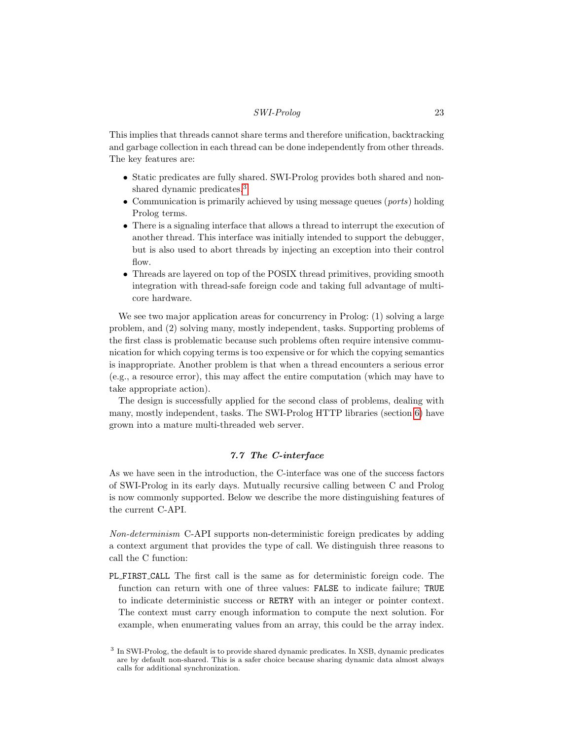This implies that threads cannot share terms and therefore unification, backtracking and garbage collection in each thread can be done independently from other threads. The key features are:

- Static predicates are fully shared. SWI-Prolog provides both shared and non-shared dynamic predicates.[3]
- Communication is primarily achieved by using message queues (*ports*) holding Prolog terms.
- There is a signaling interface that allows a thread to interrupt the execution of another thread. This interface was initially intended to support the debugger, but is also used to abort threads by injecting an exception into their control flow.
- Threads are layered on top of the POSIX thread primitives, providing smooth integration with thread-safe foreign code and taking full advantage of multi-core hardware.

We see two major application areas for concurrency in Prolog: (1) solving a large problem, and (2) solving many, mostly independent, tasks. Supporting problems of the first class is problematic because such problems often require intensive communication for which copying terms is too expensive or for which the copying semantics is inappropriate. Another problem is that when a thread encounters a serious error (e.g., a resource error), this may affect the entire computation (which may have to take appropriate action).

The design is successfully applied for the second class of problems, dealing with many, mostly independent, tasks. The SWI-Prolog HTTP libraries (section 6) have grown into a mature multi-threaded web server.

### 7.7 The C-interface

As we have seen in the introduction, the C-interface was one of the success factors of SWI-Prolog in its early days. Mutually recursive calling between C and Prolog is now commonly supported. Below we describe the more distinguishing features of the current C-API.

*Non-determinism* C-API supports non-deterministic foreign predicates by adding a context argument that provides the type of call. We distinguish three reasons to call the C function:

`PL_FIRST_CALL` The first call is the same as for deterministic foreign code. The function can return with one of three values: `FALSE` to indicate failure; `TRUE` to indicate deterministic success or `RETRY` with an integer or pointer context. The context must carry enough information to compute the next solution. For example, when enumerating values from an array, this could be the array index.

[3] In SWI-Prolog, the default is to provide shared dynamic predicates. In XSB, dynamic predicates are by default non-shared. This is a safer choice because sharing dynamic data almost always calls for additional synchronization.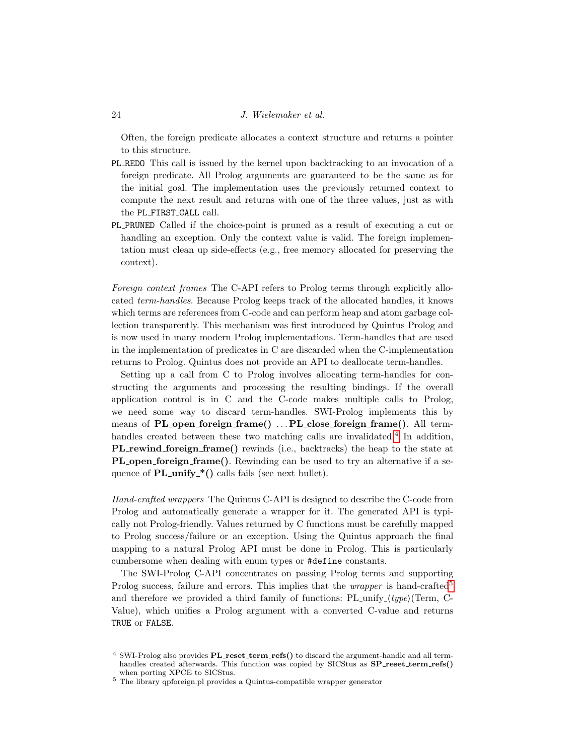Often, the foreign predicate allocates a context structure and returns a pointer to this structure.

`PL_REDO` This call is issued by the kernel upon backtracking to an invocation of a foreign predicate. All Prolog arguments are guaranteed to be the same as for the initial goal. The implementation uses the previously returned context to compute the next result and returns with one of the three values, just as with the `PL_FIRST_CALL` call.

`PL_PRUNED` Called if the choice-point is pruned as a result of executing a cut or handling an exception. Only the context value is valid. The foreign implementation must clean up side-effects (e.g., free memory allocated for preserving the context).

*Foreign context frames* The C-API refers to Prolog terms through explicitly allocated *term-handles*. Because Prolog keeps track of the allocated handles, it knows which terms are references from C-code and can perform heap and atom garbage collection transparently. This mechanism was first introduced by Quintus Prolog and is now used in many modern Prolog implementations. Term-handles that are used in the implementation of predicates in C are discarded when the C-implementation returns to Prolog. Quintus does not provide an API to deallocate term-handles.

Setting up a call from C to Prolog involves allocating term-handles for constructing the arguments and processing the resulting bindings. If the overall application control is in C and the C-code makes multiple calls to Prolog, we need some way to discard term-handles. SWI-Prolog implements this by means of **PL_open_foreign_frame()** ... **PL_close_foreign_frame()**. All term-handles created between these two matching calls are invalidated.[4] In addition, **PL_rewind_foreign_frame()** rewinds (i.e., backtracks) the heap to the state at **PL_open_foreign_frame()**. Rewinding can be used to try an alternative if a sequence of **PL_unify_*()** calls fails (see next bullet).

*Hand-crafted wrappers* The Quintus C-API is designed to describe the C-code from Prolog and automatically generate a wrapper for it. The generated API is typically not Prolog-friendly. Values returned by C functions must be carefully mapped to Prolog success/failure or an exception. Using the Quintus approach the final mapping to a natural Prolog API must be done in Prolog. This is particularly cumbersome when dealing with enum types or `#define` constants.

The SWI-Prolog C-API concentrates on passing Prolog terms and supporting Prolog success, failure and errors. This implies that the *wrapper* is hand-crafted[5] and therefore we provided a third family of functions: PL_unify_⟨*type*⟩(Term, C-Value), which unifies a Prolog argument with a converted C-value and returns `TRUE` or `FALSE`.

[4] SWI-Prolog also provides **PL_reset_term_refs()** to discard the argument-handle and all term-handles created afterwards. This function was copied by SICStus as **SP_reset_term_refs()** when porting XPCE to SICStus.

[5] The library qpforeign.pl provides a Quintus-compatible wrapper generator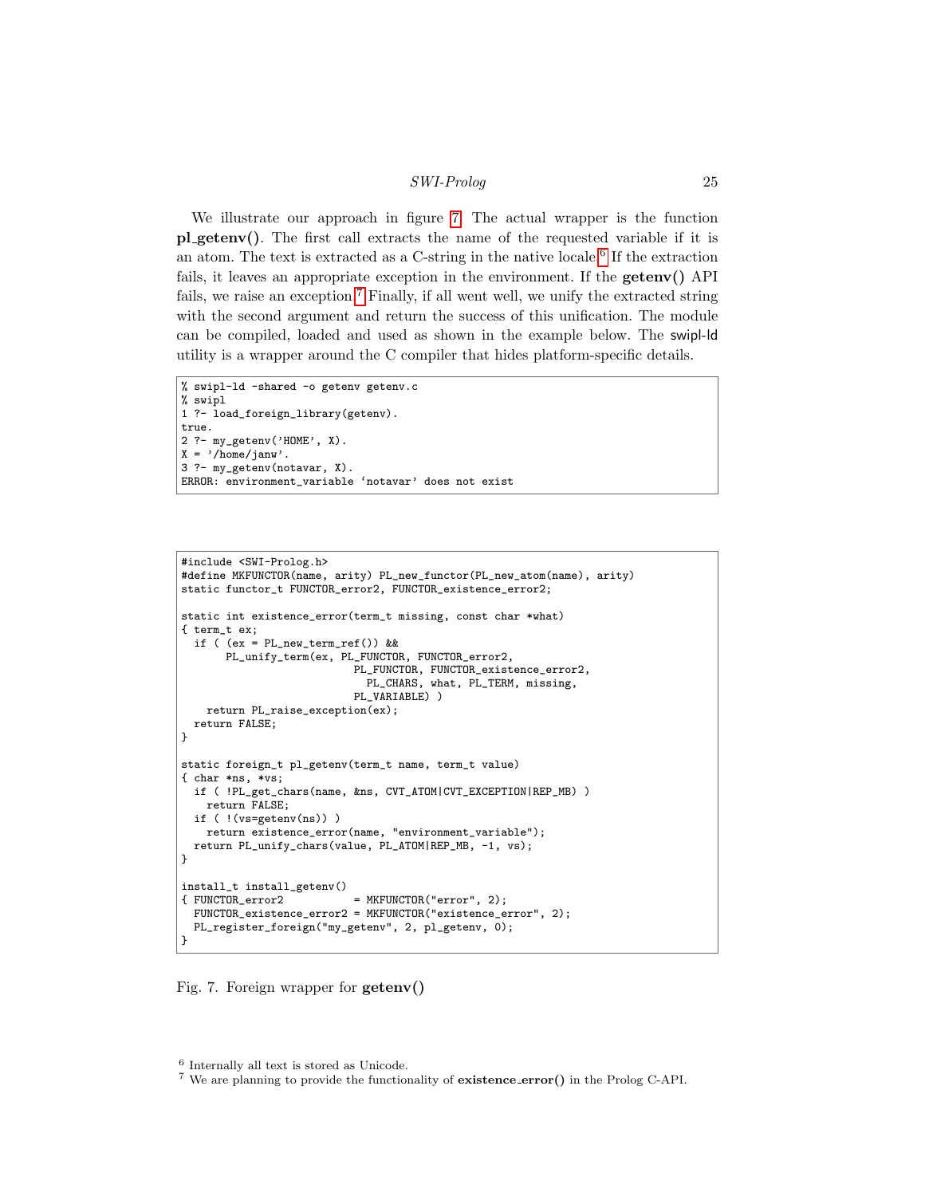We illustrate our approach in figure 7. The actual wrapper is the function **pl_getenv()**. The first call extracts the name of the requested variable if it is an atom. The text is extracted as a C-string in the native locale.[6] If the extraction fails, it leaves an appropriate exception in the environment. If the **getenv()** API fails, we raise an exception.[7] Finally, if all went well, we unify the extracted string with the second argument and return the success of this unification. The module can be compiled, loaded and used as shown in the example below. The swipl-ld utility is a wrapper around the C compiler that hides platform-specific details.

```
% swipl-ld -shared -o getenv getenv.c
% swipl
1 ?- load_foreign_library(getenv).
true.
2 ?- my_getenv('HOME', X).
X = '/home/janw'.
3 ?- my_getenv(notavar, X).
ERROR: environment_variable `notavar' does not exist
```

```
#include <SWI-Prolog.h>
#define MKFUNCTOR(name, arity) PL_new_functor(PL_new_atom(name), arity)
static functor_t FUNCTOR_error2, FUNCTOR_existence_error2;

static int existence_error(term_t missing, const char *what)
{ term_t ex;
  if ( (ex = PL_new_term_ref()) &&
       PL_unify_term(ex, PL_FUNCTOR, FUNCTOR_error2,
                           PL_FUNCTOR, FUNCTOR_existence_error2,
                             PL_CHARS, what, PL_TERM, missing,
                           PL_VARIABLE) )
    return PL_raise_exception(ex);
  return FALSE;
}

static foreign_t pl_getenv(term_t name, term_t value)
{ char *ns, *vs;
  if ( !PL_get_chars(name, &ns, CVT_ATOM|CVT_EXCEPTION|REP_MB) )
    return FALSE;
  if ( !(vs=getenv(ns)) )
    return existence_error(name, "environment_variable");
  return PL_unify_chars(value, PL_ATOM|REP_MB, -1, vs);
}

install_t install_getenv()
{ FUNCTOR_error2           = MKFUNCTOR("error", 2);
  FUNCTOR_existence_error2 = MKFUNCTOR("existence_error", 2);
  PL_register_foreign("my_getenv", 2, pl_getenv, 0);
}
```

Fig. 7. Foreign wrapper for **getenv()**

[6] Internally all text is stored as Unicode.

[7] We are planning to provide the functionality of **existence_error()** in the Prolog C-API.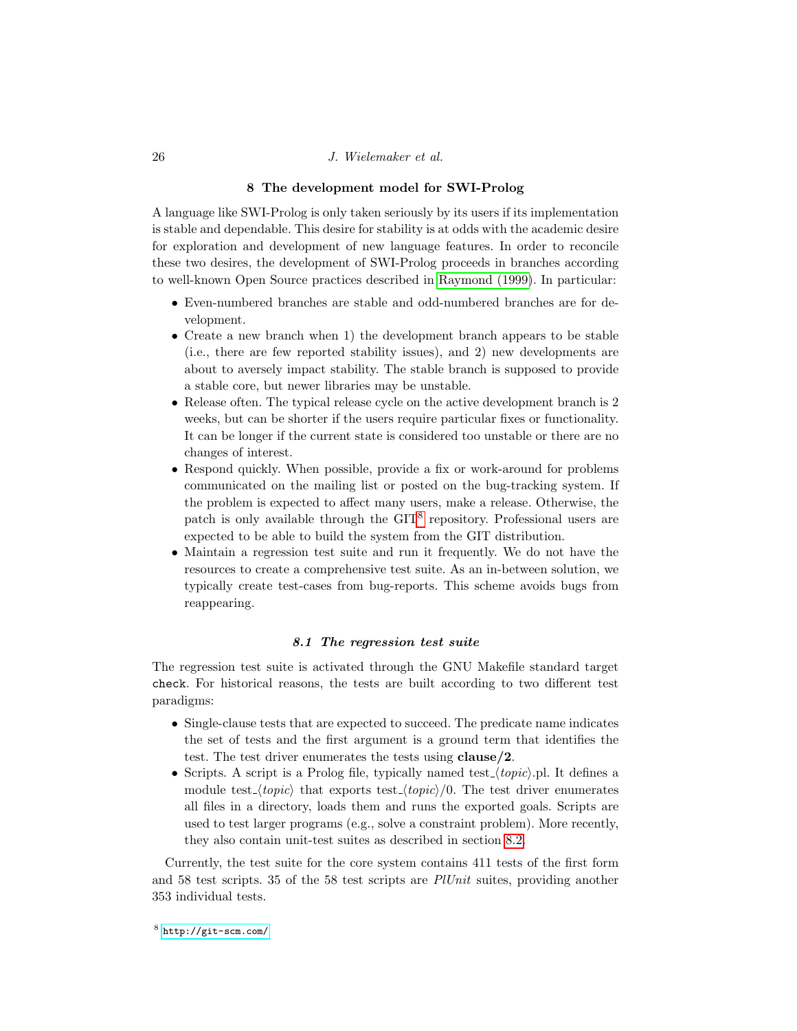## 8 The development model for SWI-Prolog

A language like SWI-Prolog is only taken seriously by its users if its implementation is stable and dependable. This desire for stability is at odds with the academic desire for exploration and development of new language features. In order to reconcile these two desires, the development of SWI-Prolog proceeds in branches according to well-known Open Source practices described in Raymond (1999). In particular:

- Even-numbered branches are stable and odd-numbered branches are for development.
- Create a new branch when 1) the development branch appears to be stable (i.e., there are few reported stability issues), and 2) new developments are about to aversely impact stability. The stable branch is supposed to provide a stable core, but newer libraries may be unstable.
- Release often. The typical release cycle on the active development branch is 2 weeks, but can be shorter if the users require particular fixes or functionality. It can be longer if the current state is considered too unstable or there are no changes of interest.
- Respond quickly. When possible, provide a fix or work-around for problems communicated on the mailing list or posted on the bug-tracking system. If the problem is expected to affect many users, make a release. Otherwise, the patch is only available through the GIT[8] repository. Professional users are expected to be able to build the system from the GIT distribution.
- Maintain a regression test suite and run it frequently. We do not have the resources to create a comprehensive test suite. As an in-between solution, we typically create test-cases from bug-reports. This scheme avoids bugs from reappearing.

### 8.1 The regression test suite

The regression test suite is activated through the GNU Makefile standard target `check`. For historical reasons, the tests are built according to two different test paradigms:

- Single-clause tests that are expected to succeed. The predicate name indicates the set of tests and the first argument is a ground term that identifies the test. The test driver enumerates the tests using **clause/2**.
- Scripts. A script is a Prolog file, typically named test_⟨*topic*⟩.pl. It defines a module test_⟨*topic*⟩ that exports test_⟨*topic*⟩/0. The test driver enumerates all files in a directory, loads them and runs the exported goals. Scripts are used to test larger programs (e.g., solve a constraint problem). More recently, they also contain unit-test suites as described in section 8.2.

Currently, the test suite for the core system contains 411 tests of the first form and 58 test scripts. 35 of the 58 test scripts are *PlUnit* suites, providing another 353 individual tests.

[8] http://git-scm.com/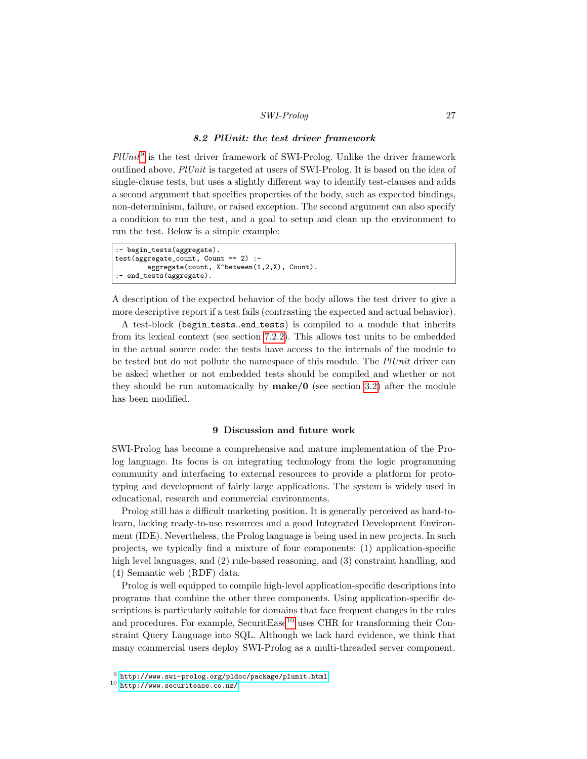### *8.2 PlUnit: the test driver framework*

*PlUnit*[9] is the test driver framework of SWI-Prolog. Unlike the driver framework outlined above, *PlUnit* is targeted at users of SWI-Prolog. It is based on the idea of single-clause tests, but uses a slightly different way to identify test-clauses and adds a second argument that specifies properties of the body, such as expected bindings, non-determinism, failure, or raised exception. The second argument can also specify a condition to run the test, and a goal to setup and clean up the environment to run the test. Below is a simple example:

```
:- begin_tests(aggregate).
test(aggregate_count, Count == 2) :-
        aggregate(count, X^between(1,2,X), Count).
:- end_tests(aggregate).
```

A description of the expected behavior of the body allows the test driver to give a more descriptive report if a test fails (contrasting the expected and actual behavior).

A test-block (`begin_tests`..`end_tests`) is compiled to a module that inherits from its lexical context (see section 7.2.2). This allows test units to be embedded in the actual source code: the tests have access to the internals of the module to be tested but do not pollute the namespace of this module. The *PlUnit* driver can be asked whether or not embedded tests should be compiled and whether or not they should be run automatically by **make/0** (see section 3.2) after the module has been modified.

## 9 Discussion and future work

SWI-Prolog has become a comprehensive and mature implementation of the Prolog language. Its focus is on integrating technology from the logic programming community and interfacing to external resources to provide a platform for prototyping and development of fairly large applications. The system is widely used in educational, research and commercial environments.

Prolog still has a difficult marketing position. It is generally perceived as hard-to-learn, lacking ready-to-use resources and a good Integrated Development Environment (IDE). Nevertheless, the Prolog language is being used in new projects. In such projects, we typically find a mixture of four components: (1) application-specific high level languages, and (2) rule-based reasoning, and (3) constraint handling, and (4) Semantic web (RDF) data.

Prolog is well equipped to compile high-level application-specific descriptions into programs that combine the other three components. Using application-specific descriptions is particularly suitable for domains that face frequent changes in the rules and procedures. For example, SecuritEase[10] uses CHR for transforming their Constraint Query Language into SQL. Although we lack hard evidence, we think that many commercial users deploy SWI-Prolog as a multi-threaded server component.

[9] http://www.swi-prolog.org/pldoc/package/plunit.html
[10] http://www.securitease.co.nz/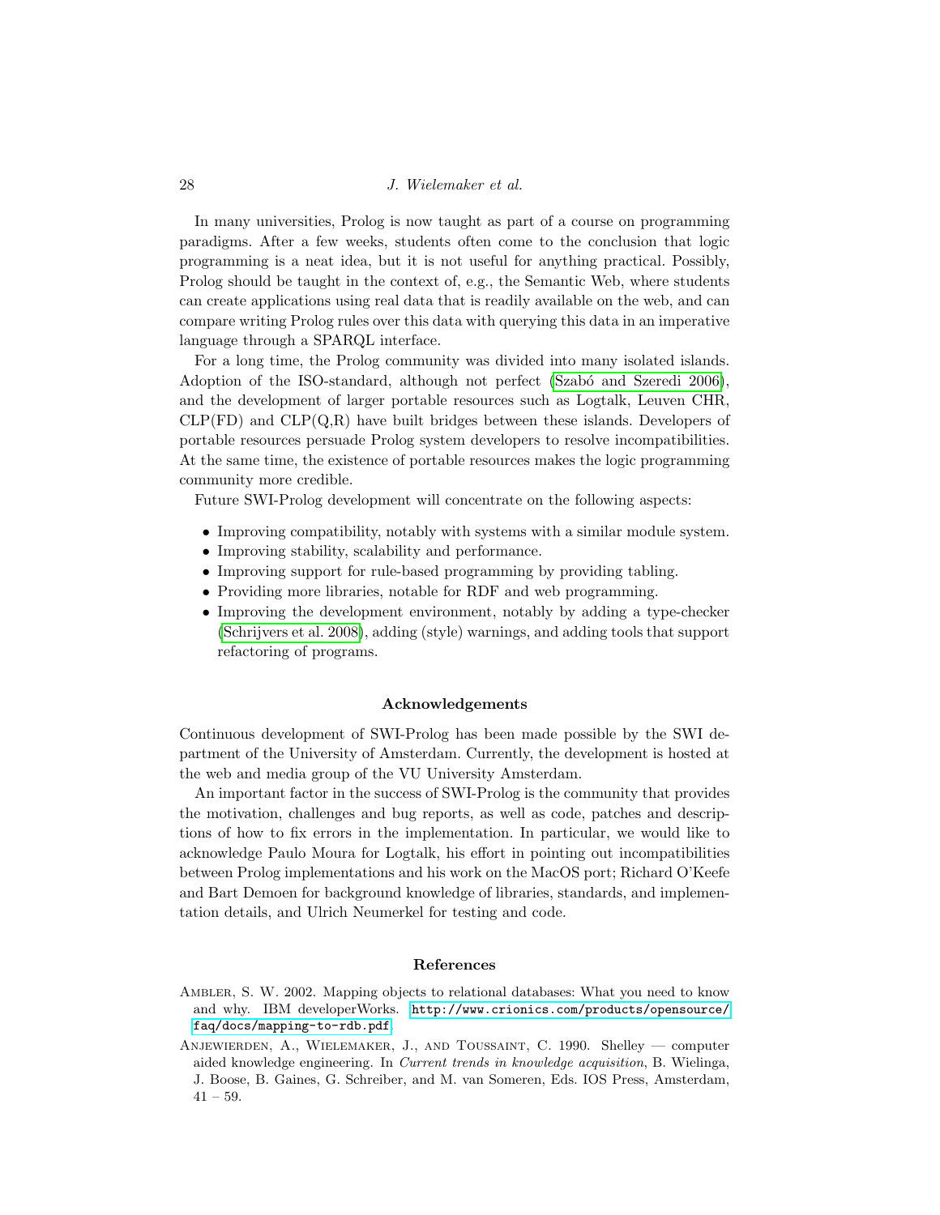In many universities, Prolog is now taught as part of a course on programming paradigms. After a few weeks, students often come to the conclusion that logic programming is a neat idea, but it is not useful for anything practical. Possibly, Prolog should be taught in the context of, e.g., the Semantic Web, where students can create applications using real data that is readily available on the web, and can compare writing Prolog rules over this data with querying this data in an imperative language through a SPARQL interface.

For a long time, the Prolog community was divided into many isolated islands. Adoption of the ISO-standard, although not perfect (Szabó and Szeredi 2006), and the development of larger portable resources such as Logtalk, Leuven CHR, CLP(FD) and CLP(Q,R) have built bridges between these islands. Developers of portable resources persuade Prolog system developers to resolve incompatibilities. At the same time, the existence of portable resources makes the logic programming community more credible.

Future SWI-Prolog development will concentrate on the following aspects:

- Improving compatibility, notably with systems with a similar module system.
- Improving stability, scalability and performance.
- Improving support for rule-based programming by providing tabling.
- Providing more libraries, notable for RDF and web programming.
- Improving the development environment, notably by adding a type-checker (Schrijvers et al. 2008), adding (style) warnings, and adding tools that support refactoring of programs.

## Acknowledgements

Continuous development of SWI-Prolog has been made possible by the SWI department of the University of Amsterdam. Currently, the development is hosted at the web and media group of the VU University Amsterdam.

An important factor in the success of SWI-Prolog is the community that provides the motivation, challenges and bug reports, as well as code, patches and descriptions of how to fix errors in the implementation. In particular, we would like to acknowledge Paulo Moura for Logtalk, his effort in pointing out incompatibilities between Prolog implementations and his work on the MacOS port; Richard O'Keefe and Bart Demoen for background knowledge of libraries, standards, and implementation details, and Ulrich Neumerkel for testing and code.

## References

Ambler, S. W. 2002. Mapping objects to relational databases: What you need to know and why. IBM developerWorks. `http://www.crionics.com/products/opensource/faq/docs/mapping-to-rdb.pdf`.

Anjewierden, A., Wielemaker, J., and Toussaint, C. 1990. Shelley — computer aided knowledge engineering. In *Current trends in knowledge acquisition*, B. Wielinga, J. Boose, B. Gaines, G. Schreiber, and M. van Someren, Eds. IOS Press, Amsterdam, 41 – 59.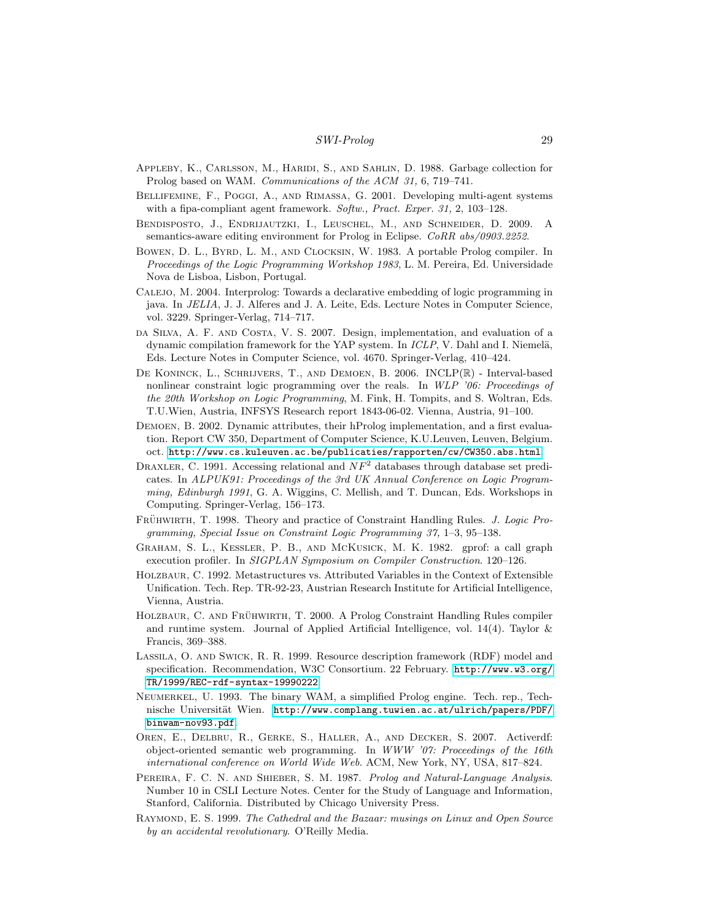Appleby, K., Carlsson, M., Haridi, S., and Sahlin, D. 1988. Garbage collection for Prolog based on WAM. *Communications of the ACM 31,* 6, 719–741.

Bellifemine, F., Poggi, A., and Rimassa, G. 2001. Developing multi-agent systems with a fipa-compliant agent framework. *Softw., Pract. Exper. 31,* 2, 103–128.

Bendisposto, J., Endrijautzki, I., Leuschel, M., and Schneider, D. 2009. A semantics-aware editing environment for Prolog in Eclipse. *CoRR abs/0903.2252*.

Bowen, D. L., Byrd, L. M., and Clocksin, W. 1983. A portable Prolog compiler. In *Proceedings of the Logic Programming Workshop 1983*, L. M. Pereira, Ed. Universidade Nova de Lisboa, Lisbon, Portugal.

Calejo, M. 2004. Interprolog: Towards a declarative embedding of logic programming in java. In *JELIA*, J. J. Alferes and J. A. Leite, Eds. Lecture Notes in Computer Science, vol. 3229. Springer-Verlag, 714–717.

da Silva, A. F. and Costa, V. S. 2007. Design, implementation, and evaluation of a dynamic compilation framework for the YAP system. In *ICLP*, V. Dahl and I. Niemelä, Eds. Lecture Notes in Computer Science, vol. 4670. Springer-Verlag, 410–424.

De Koninck, L., Schrijvers, T., and Demoen, B. 2006. INCLP($\mathbb{R}$) - Interval-based nonlinear constraint logic programming over the reals. In *WLP '06: Proceedings of the 20th Workshop on Logic Programming*, M. Fink, H. Tompits, and S. Woltran, Eds. T.U.Wien, Austria, INFSYS Research report 1843-06-02. Vienna, Austria, 91–100.

Demoen, B. 2002. Dynamic attributes, their hProlog implementation, and a first evaluation. Report CW 350, Department of Computer Science, K.U.Leuven, Leuven, Belgium. oct. http://www.cs.kuleuven.ac.be/publicaties/rapporten/cw/CW350.abs.html.

Draxler, C. 1991. Accessing relational and $NF^2$ databases through database set predicates. In *ALPUK91: Proceedings of the 3rd UK Annual Conference on Logic Programming, Edinburgh 1991*, G. A. Wiggins, C. Mellish, and T. Duncan, Eds. Workshops in Computing. Springer-Verlag, 156–173.

Frühwirth, T. 1998. Theory and practice of Constraint Handling Rules. *J. Logic Programming, Special Issue on Constraint Logic Programming 37,* 1–3, 95–138.

Graham, S. L., Kessler, P. B., and McKusick, M. K. 1982. gprof: a call graph execution profiler. In *SIGPLAN Symposium on Compiler Construction*. 120–126.

Holzbaur, C. 1992. Metastructures vs. Attributed Variables in the Context of Extensible Unification. Tech. Rep. TR-92-23, Austrian Research Institute for Artificial Intelligence, Vienna, Austria.

Holzbaur, C. and Frühwirth, T. 2000. A Prolog Constraint Handling Rules compiler and runtime system. Journal of Applied Artificial Intelligence, vol. 14(4). Taylor & Francis, 369–388.

Lassila, O. and Swick, R. R. 1999. Resource description framework (RDF) model and specification. Recommendation, W3C Consortium. 22 February. http://www.w3.org/TR/1999/REC-rdf-syntax-19990222.

Neumerkel, U. 1993. The binary WAM, a simplified Prolog engine. Tech. rep., Technische Universität Wien. http://www.complang.tuwien.ac.at/ulrich/papers/PDF/binwam-nov93.pdf.

Oren, E., Delbru, R., Gerke, S., Haller, A., and Decker, S. 2007. Activerdf: object-oriented semantic web programming. In *WWW '07: Proceedings of the 16th international conference on World Wide Web*. ACM, New York, NY, USA, 817–824.

Pereira, F. C. N. and Shieber, S. M. 1987. *Prolog and Natural-Language Analysis*. Number 10 in CSLI Lecture Notes. Center for the Study of Language and Information, Stanford, California. Distributed by Chicago University Press.

Raymond, E. S. 1999. *The Cathedral and the Bazaar: musings on Linux and Open Source by an accidental revolutionary*. O'Reilly Media.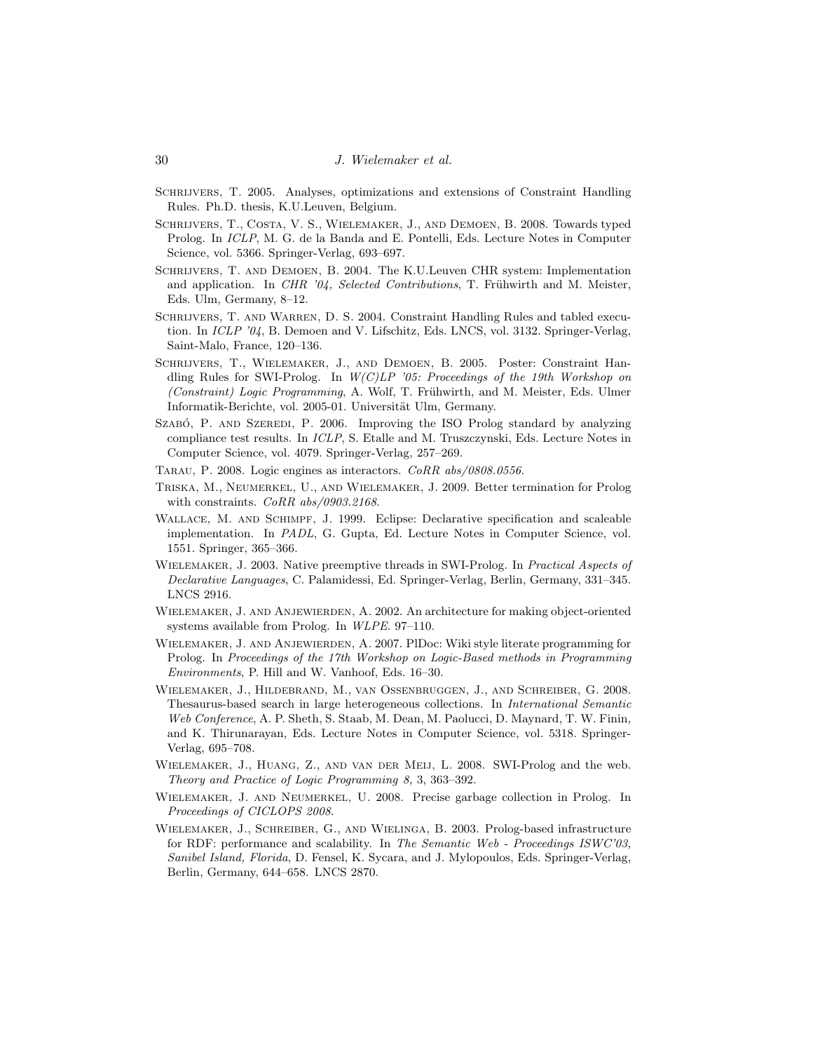Schrijvers, T. 2005. Analyses, optimizations and extensions of Constraint Handling Rules. Ph.D. thesis, K.U.Leuven, Belgium.

Schrijvers, T., Costa, V. S., Wielemaker, J., and Demoen, B. 2008. Towards typed Prolog. In *ICLP*, M. G. de la Banda and E. Pontelli, Eds. Lecture Notes in Computer Science, vol. 5366. Springer-Verlag, 693–697.

Schrijvers, T. and Demoen, B. 2004. The K.U.Leuven CHR system: Implementation and application. In *CHR '04, Selected Contributions*, T. Frühwirth and M. Meister, Eds. Ulm, Germany, 8–12.

Schrijvers, T. and Warren, D. S. 2004. Constraint Handling Rules and tabled execution. In *ICLP '04*, B. Demoen and V. Lifschitz, Eds. LNCS, vol. 3132. Springer-Verlag, Saint-Malo, France, 120–136.

Schrijvers, T., Wielemaker, J., and Demoen, B. 2005. Poster: Constraint Handling Rules for SWI-Prolog. In *W(C)LP '05: Proceedings of the 19th Workshop on (Constraint) Logic Programming*, A. Wolf, T. Frühwirth, and M. Meister, Eds. Ulmer Informatik-Berichte, vol. 2005-01. Universität Ulm, Germany.

Szabó, P. and Szeredi, P. 2006. Improving the ISO Prolog standard by analyzing compliance test results. In *ICLP*, S. Etalle and M. Truszczynski, Eds. Lecture Notes in Computer Science, vol. 4079. Springer-Verlag, 257–269.

Tarau, P. 2008. Logic engines as interactors. *CoRR abs/0808.0556*.

Triska, M., Neumerkel, U., and Wielemaker, J. 2009. Better termination for Prolog with constraints. *CoRR abs/0903.2168*.

Wallace, M. and Schimpf, J. 1999. Eclipse: Declarative specification and scaleable implementation. In *PADL*, G. Gupta, Ed. Lecture Notes in Computer Science, vol. 1551. Springer, 365–366.

Wielemaker, J. 2003. Native preemptive threads in SWI-Prolog. In *Practical Aspects of Declarative Languages*, C. Palamidessi, Ed. Springer-Verlag, Berlin, Germany, 331–345. LNCS 2916.

Wielemaker, J. and Anjewierden, A. 2002. An architecture for making object-oriented systems available from Prolog. In *WLPE*. 97–110.

Wielemaker, J. and Anjewierden, A. 2007. PlDoc: Wiki style literate programming for Prolog. In *Proceedings of the 17th Workshop on Logic-Based methods in Programming Environments*, P. Hill and W. Vanhoof, Eds. 16–30.

Wielemaker, J., Hildebrand, M., van Ossenbruggen, J., and Schreiber, G. 2008. Thesaurus-based search in large heterogeneous collections. In *International Semantic Web Conference*, A. P. Sheth, S. Staab, M. Dean, M. Paolucci, D. Maynard, T. W. Finin, and K. Thirunarayan, Eds. Lecture Notes in Computer Science, vol. 5318. Springer-Verlag, 695–708.

Wielemaker, J., Huang, Z., and van der Meij, L. 2008. SWI-Prolog and the web. *Theory and Practice of Logic Programming 8,* 3, 363–392.

Wielemaker, J. and Neumerkel, U. 2008. Precise garbage collection in Prolog. In *Proceedings of CICLOPS 2008*.

Wielemaker, J., Schreiber, G., and Wielinga, B. 2003. Prolog-based infrastructure for RDF: performance and scalability. In *The Semantic Web - Proceedings ISWC'03, Sanibel Island, Florida*, D. Fensel, K. Sycara, and J. Mylopoulos, Eds. Springer-Verlag, Berlin, Germany, 644–658. LNCS 2870.